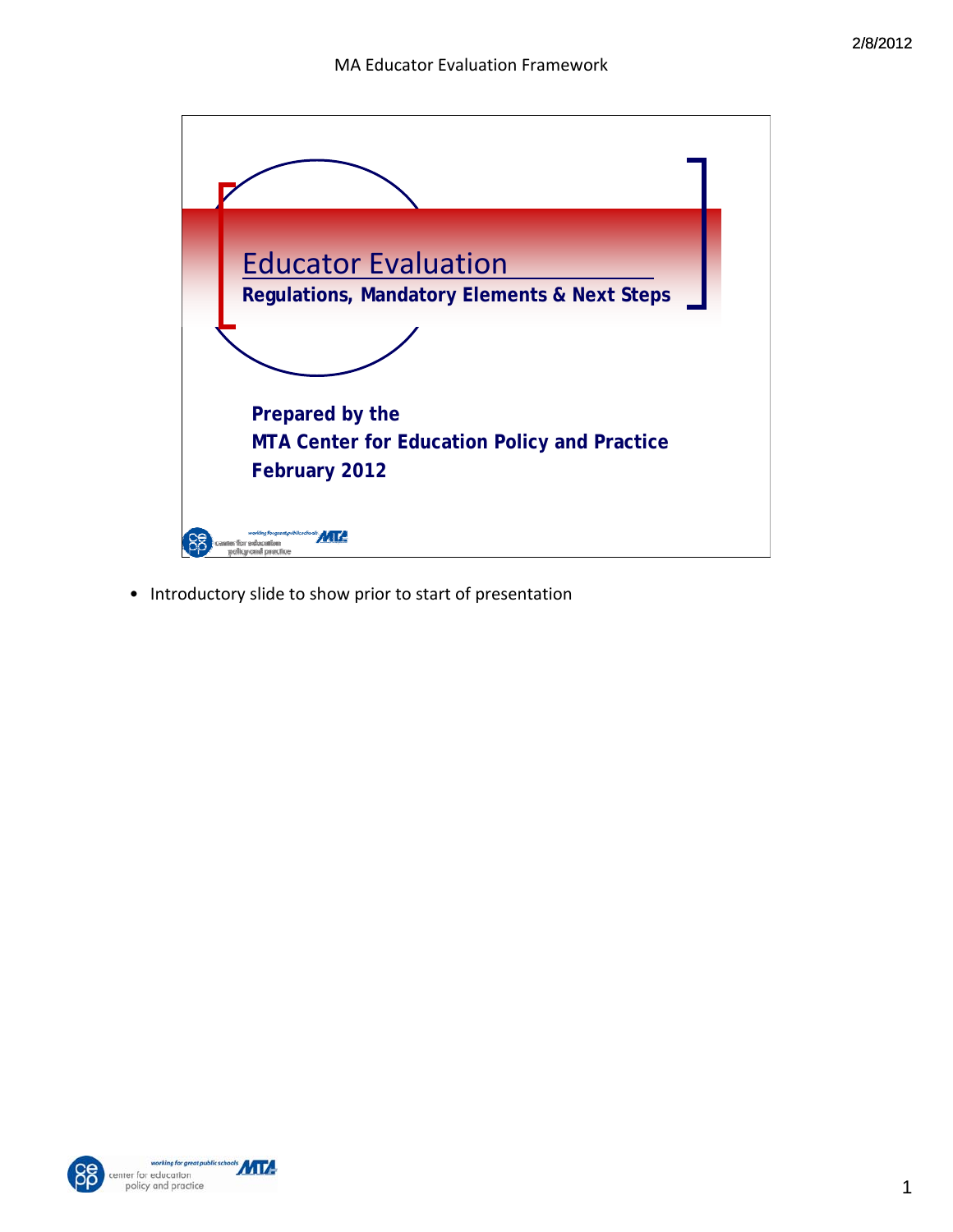# Educator Evaluation

**Regulations, Mandatory Elements & Next Steps**

**Prepared by the**
**MTA Center for Education Policy and Practice**
**February 2012**

- Introductory slide to show prior to start of presentation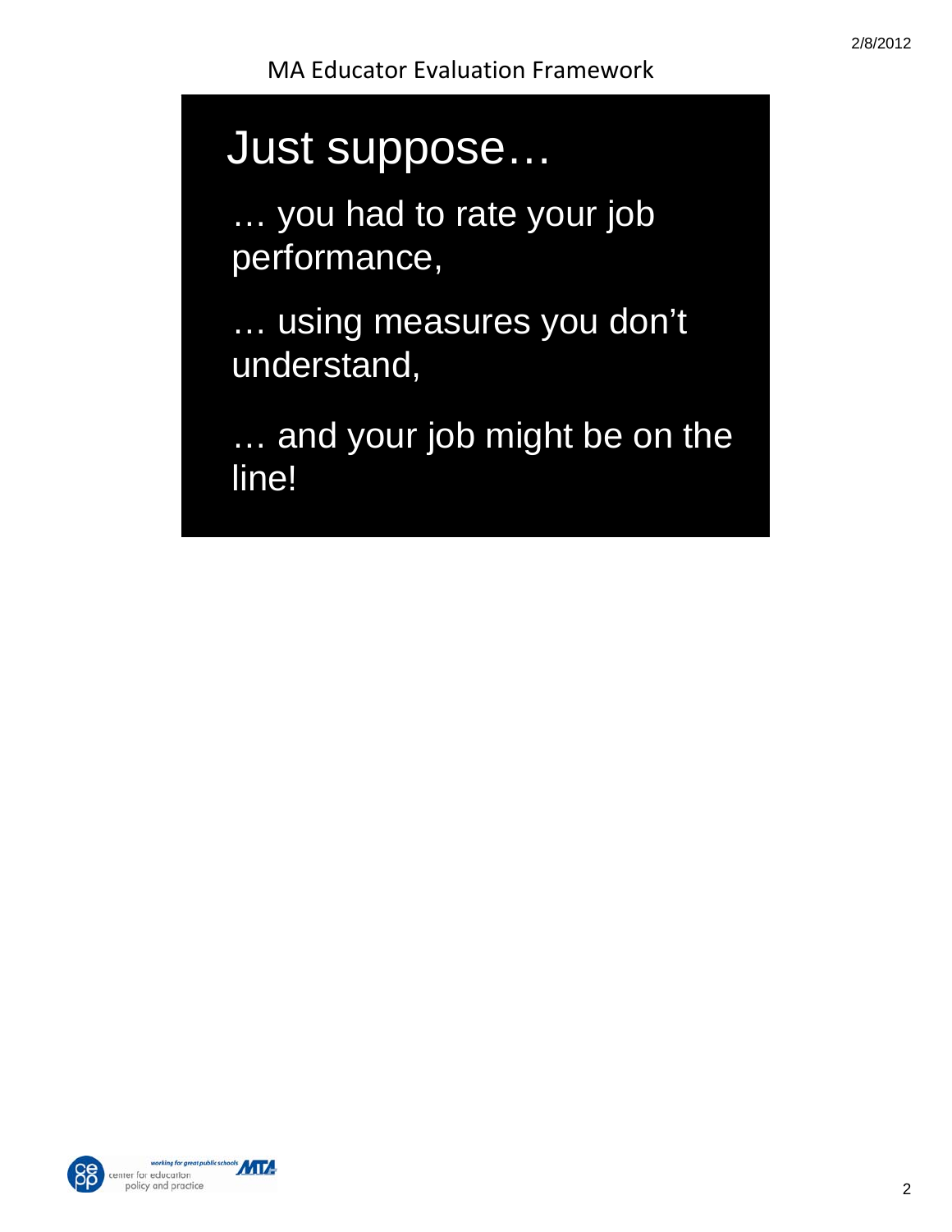# Just suppose…

… you had to rate your job performance,

… using measures you don't understand,

… and your job might be on the line!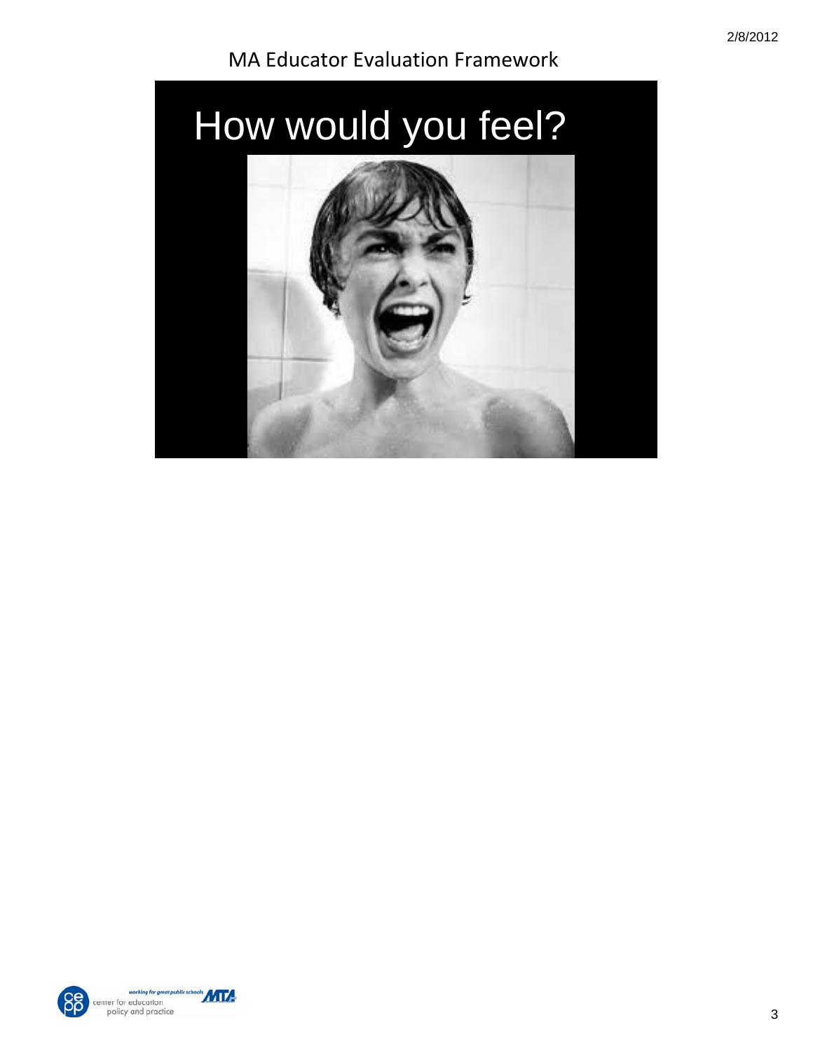# How would you feel?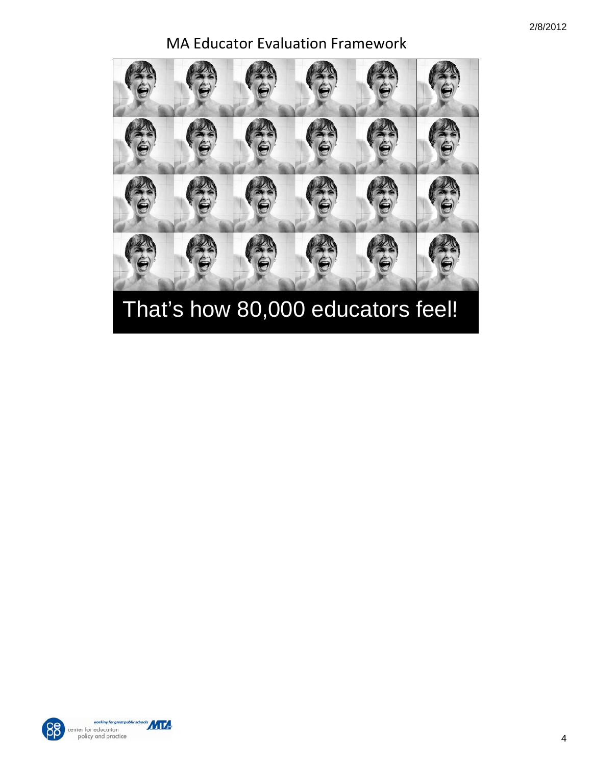## MA Educator Evaluation Framework

That's how 80,000 educators feel!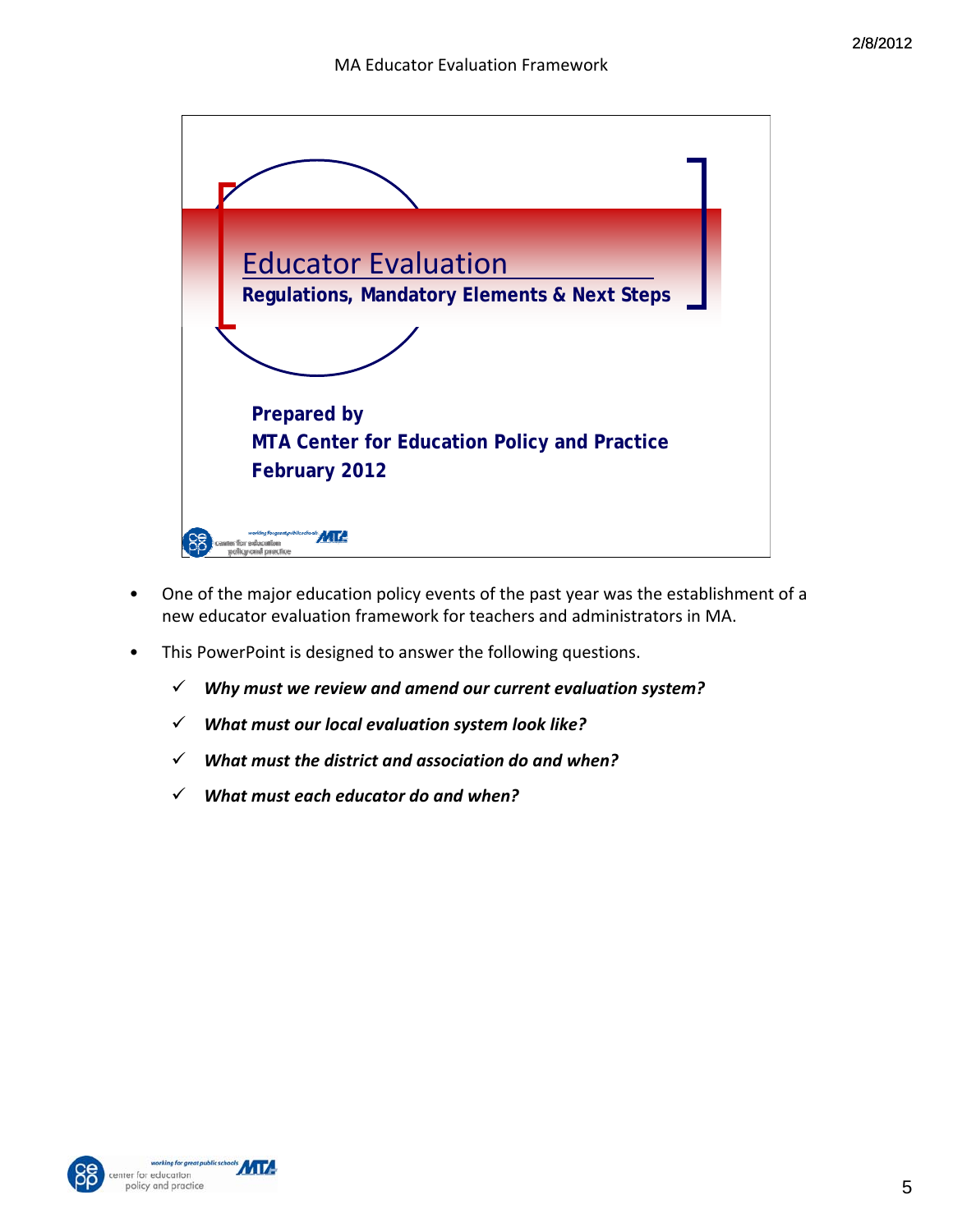# Educator Evaluation

**Regulations, Mandatory Elements & Next Steps**

**Prepared by**
**MTA Center for Education Policy and Practice**
**February 2012**

- One of the major education policy events of the past year was the establishment of a new educator evaluation framework for teachers and administrators in MA.
- This PowerPoint is designed to answer the following questions.
  - ✓ ***Why must we review and amend our current evaluation system?***
  - ✓ ***What must our local evaluation system look like?***
  - ✓ ***What must the district and association do and when?***
  - ✓ ***What must each educator do and when?***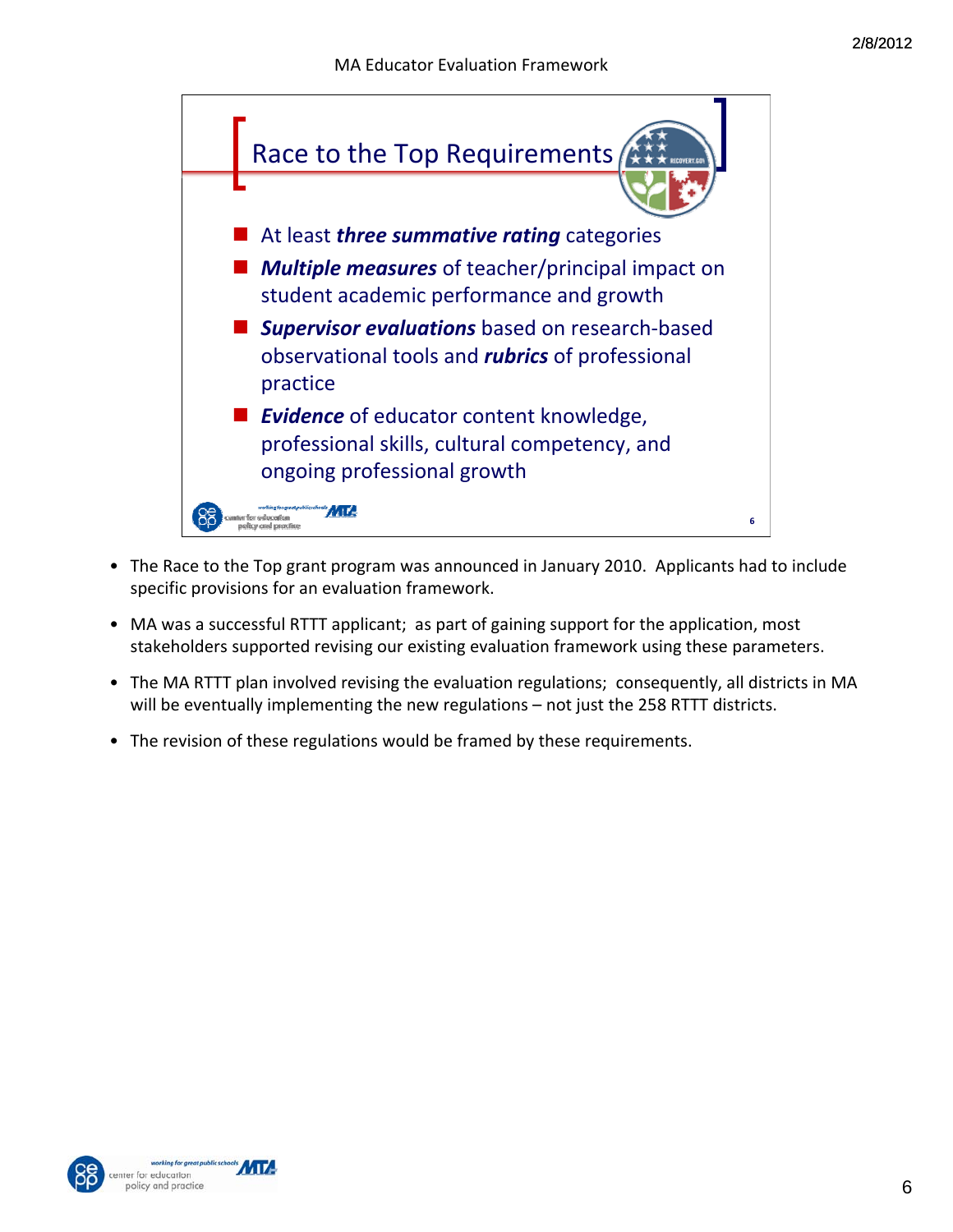## Race to the Top Requirements

- At least ***three summative rating*** categories
- ***Multiple measures*** of teacher/principal impact on student academic performance and growth
- ***Supervisor evaluations*** based on research-based observational tools and ***rubrics*** of professional practice
- ***Evidence*** of educator content knowledge, professional skills, cultural competency, and ongoing professional growth

---

- The Race to the Top grant program was announced in January 2010. Applicants had to include specific provisions for an evaluation framework.
- MA was a successful RTTT applicant; as part of gaining support for the application, most stakeholders supported revising our existing evaluation framework using these parameters.
- The MA RTTT plan involved revising the evaluation regulations; consequently, all districts in MA will be eventually implementing the new regulations – not just the 258 RTTT districts.
- The revision of these regulations would be framed by these requirements.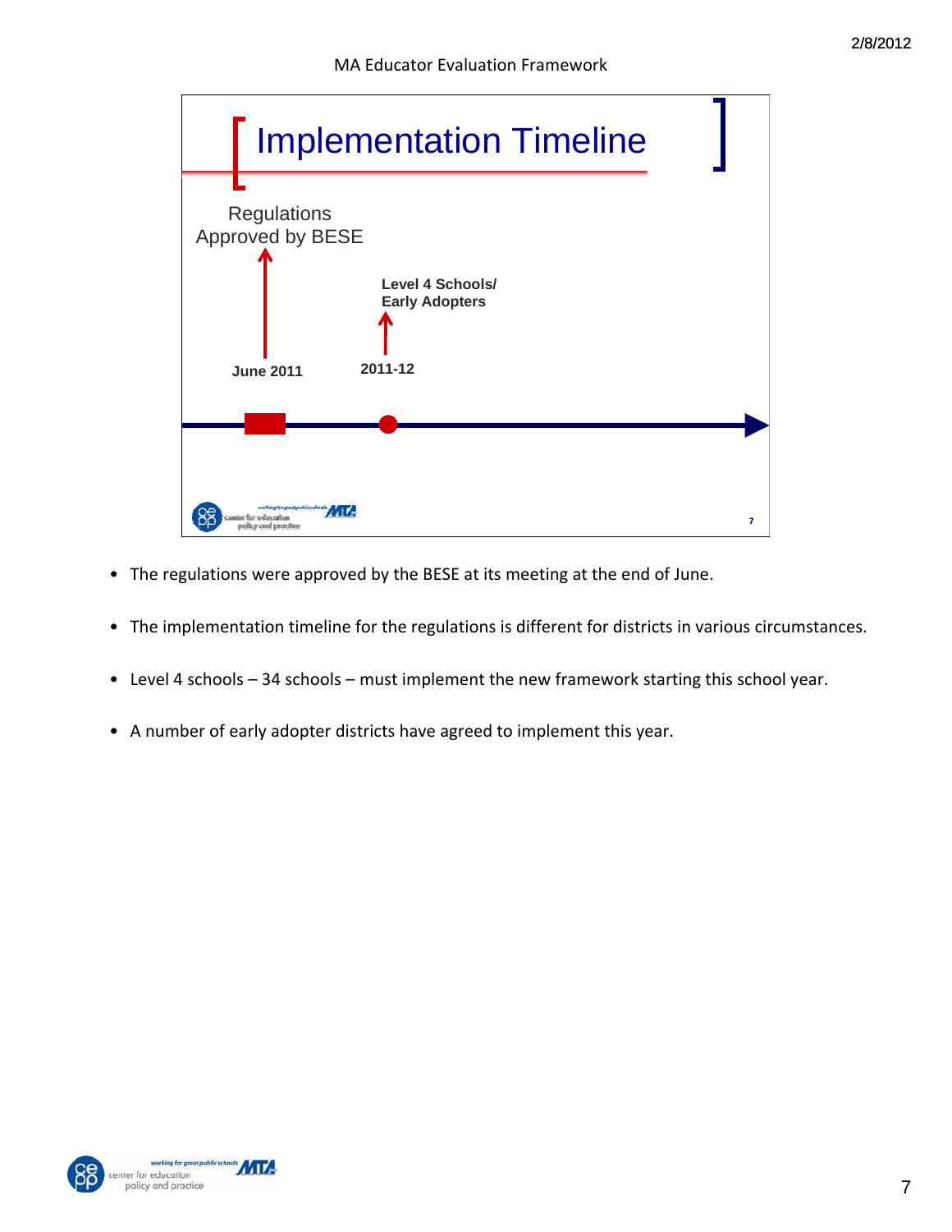# Implementation Timeline

Regulations Approved by BESE

June 2011

Level 4 Schools/ Early Adopters

2011-12

- The regulations were approved by the BESE at its meeting at the end of June.
- The implementation timeline for the regulations is different for districts in various circumstances.
- Level 4 schools – 34 schools – must implement the new framework starting this school year.
- A number of early adopter districts have agreed to implement this year.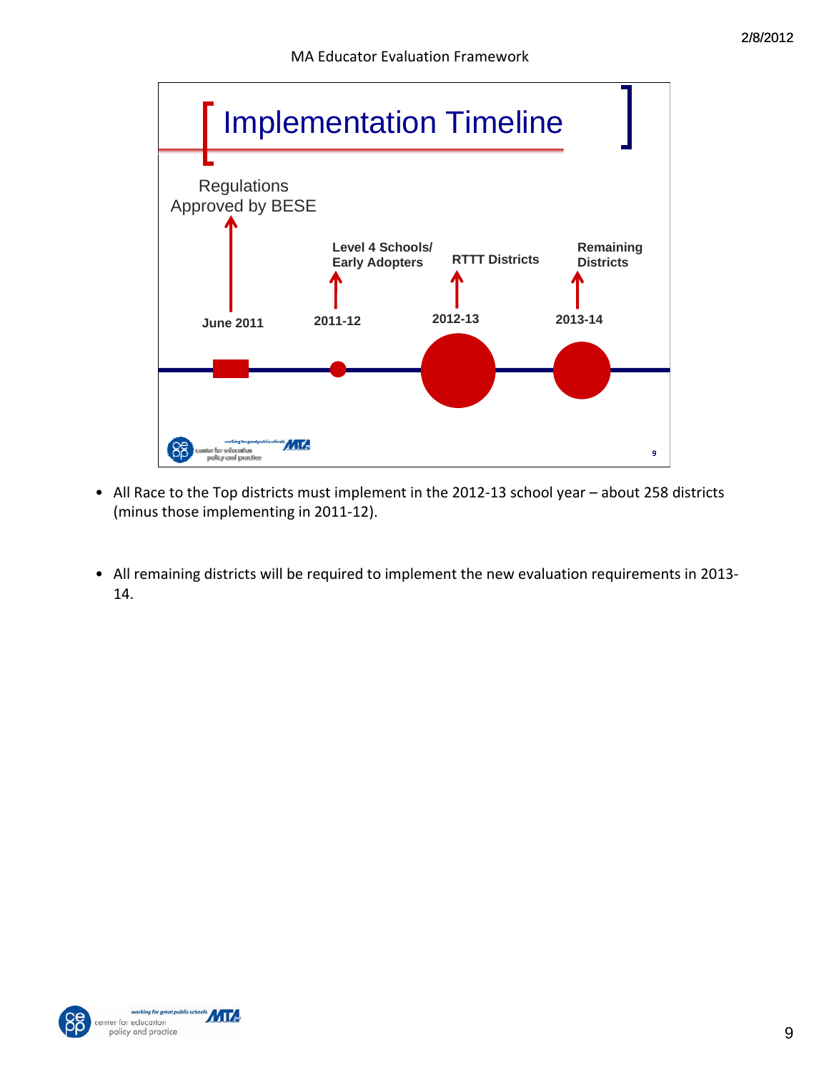# Implementation Timeline

Regulations Approved by BESE

| June 2011 | 2011-12 | 2012-13 | 2013-14 |
|---|---|---|---|
| Regulations Approved by BESE | Level 4 Schools/ Early Adopters | RTTT Districts | Remaining Districts |

- All Race to the Top districts must implement in the 2012-13 school year – about 258 districts (minus those implementing in 2011-12).

- All remaining districts will be required to implement the new evaluation requirements in 2013-14.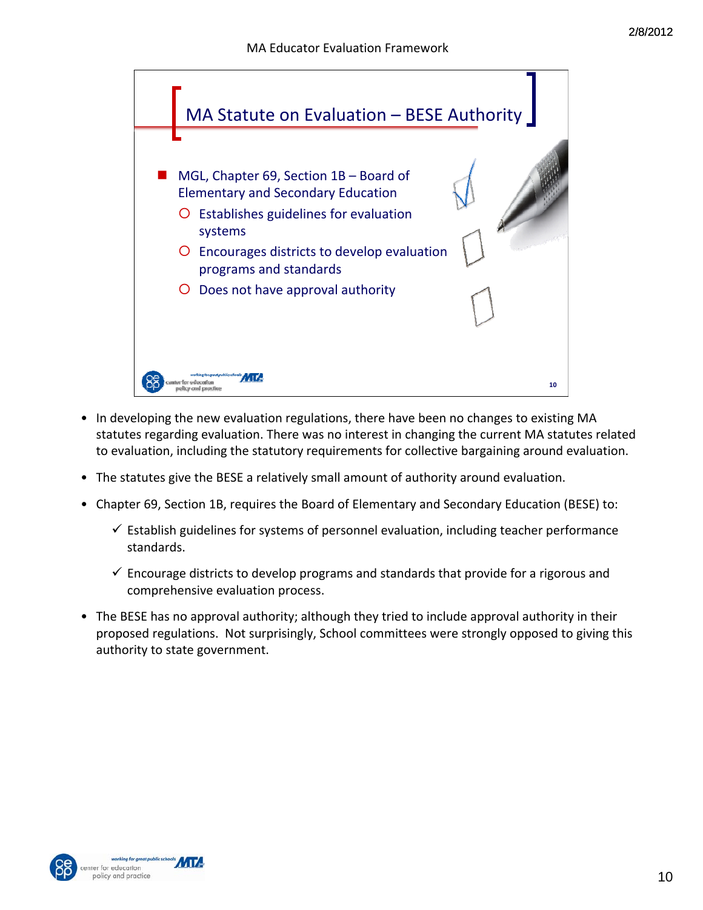## MA Statute on Evaluation – BESE Authority

- MGL, Chapter 69, Section 1B – Board of Elementary and Secondary Education
  - Establishes guidelines for evaluation systems
  - Encourages districts to develop evaluation programs and standards
  - Does not have approval authority

- In developing the new evaluation regulations, there have been no changes to existing MA statutes regarding evaluation. There was no interest in changing the current MA statutes related to evaluation, including the statutory requirements for collective bargaining around evaluation.
- The statutes give the BESE a relatively small amount of authority around evaluation.
- Chapter 69, Section 1B, requires the Board of Elementary and Secondary Education (BESE) to:
  - ✓ Establish guidelines for systems of personnel evaluation, including teacher performance standards.
  - ✓ Encourage districts to develop programs and standards that provide for a rigorous and comprehensive evaluation process.
- The BESE has no approval authority; although they tried to include approval authority in their proposed regulations. Not surprisingly, School committees were strongly opposed to giving this authority to state government.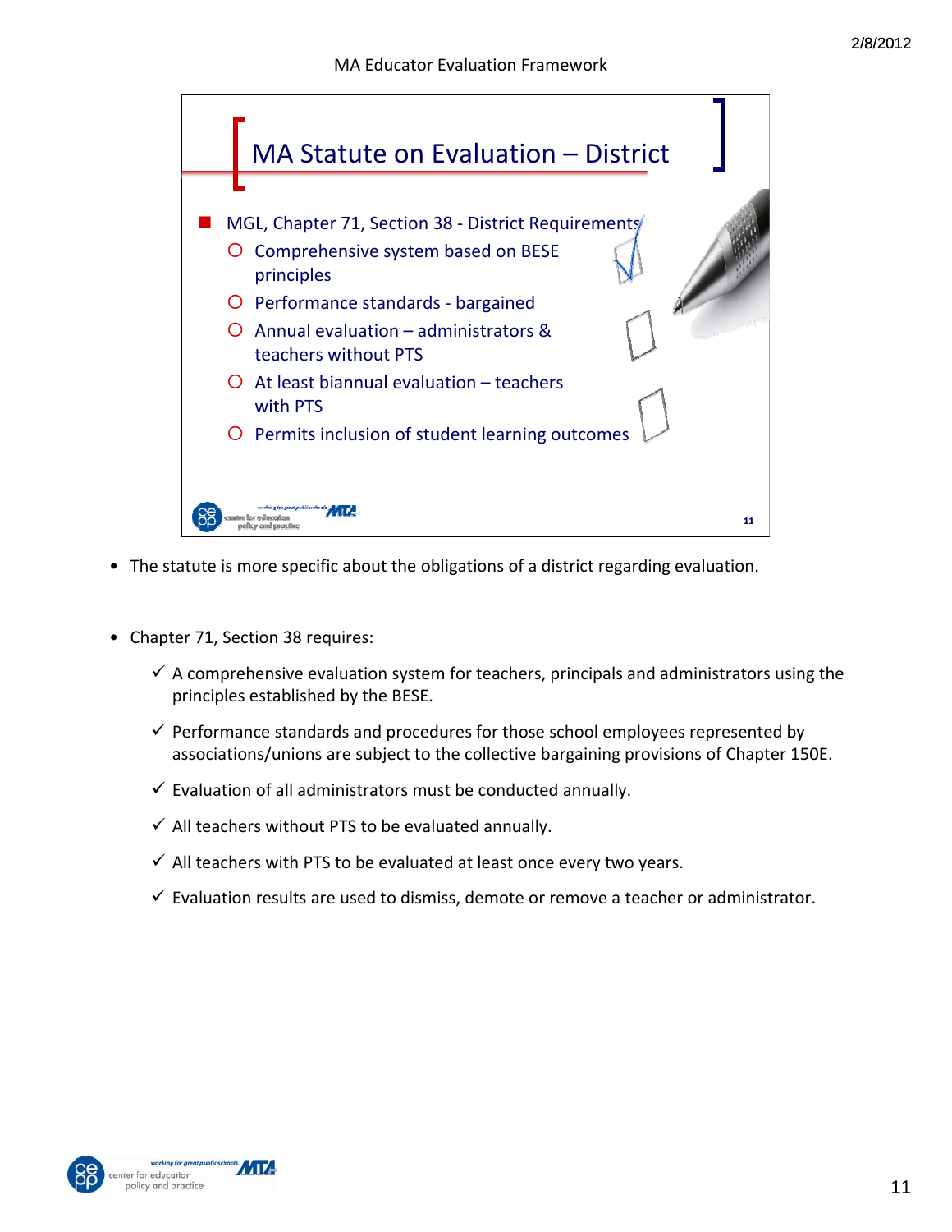## MA Statute on Evaluation – District

- MGL, Chapter 71, Section 38 - District Requirements
  - Comprehensive system based on BESE principles
  - Performance standards - bargained
  - Annual evaluation – administrators & teachers without PTS
  - At least biannual evaluation – teachers with PTS
  - Permits inclusion of student learning outcomes

- The statute is more specific about the obligations of a district regarding evaluation.

- Chapter 71, Section 38 requires:
  - ✓ A comprehensive evaluation system for teachers, principals and administrators using the principles established by the BESE.
  - ✓ Performance standards and procedures for those school employees represented by associations/unions are subject to the collective bargaining provisions of Chapter 150E.
  - ✓ Evaluation of all administrators must be conducted annually.
  - ✓ All teachers without PTS to be evaluated annually.
  - ✓ All teachers with PTS to be evaluated at least once every two years.
  - ✓ Evaluation results are used to dismiss, demote or remove a teacher or administrator.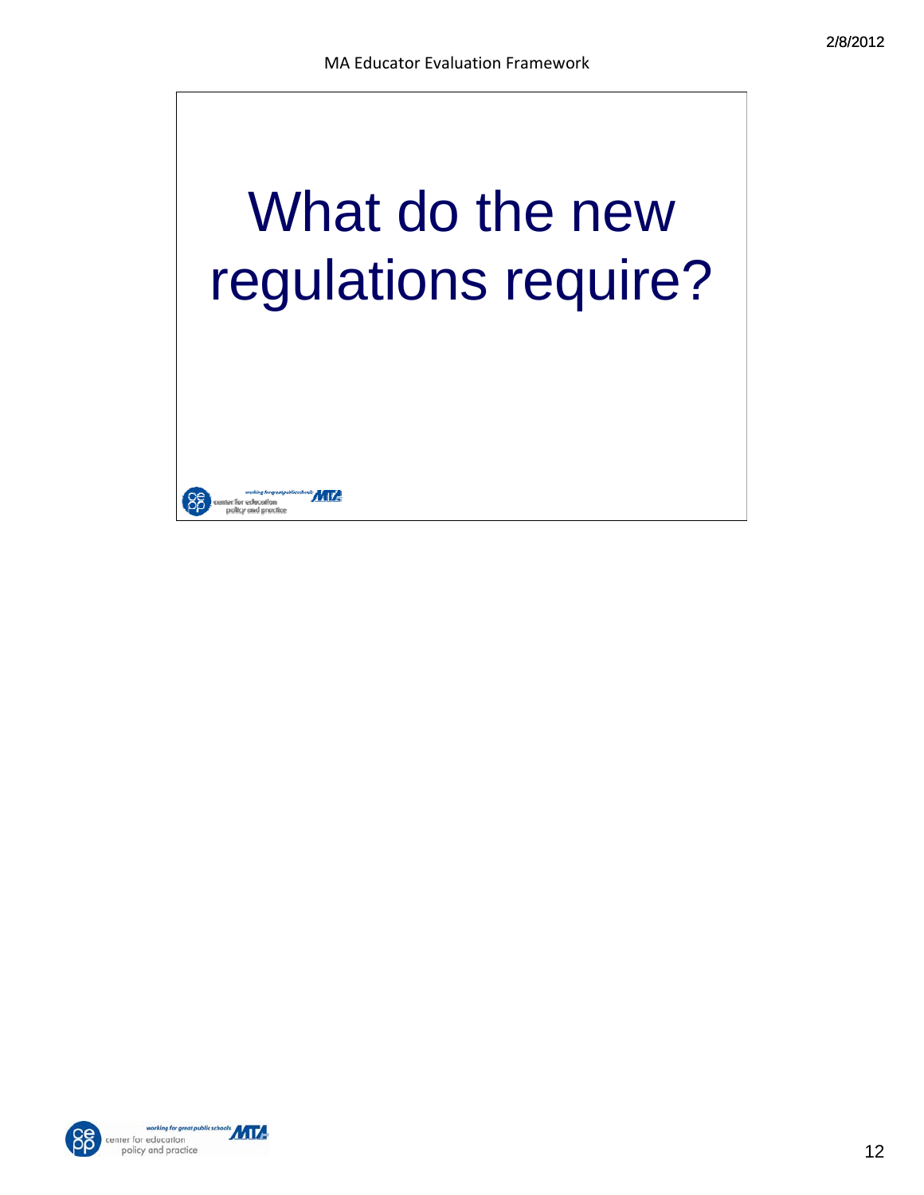# What do the new regulations require?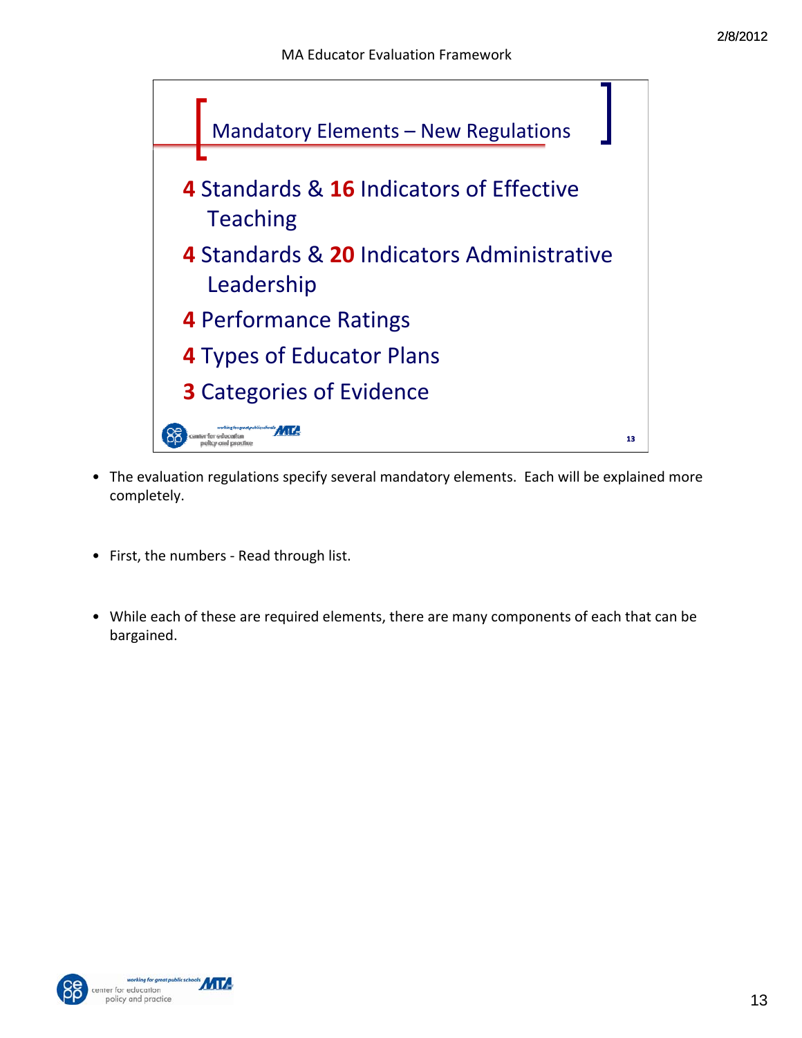## Mandatory Elements – New Regulations

**4** Standards & **16** Indicators of Effective Teaching

**4** Standards & **20** Indicators Administrative Leadership

**4** Performance Ratings

**4** Types of Educator Plans

**3** Categories of Evidence

- The evaluation regulations specify several mandatory elements. Each will be explained more completely.
- First, the numbers - Read through list.
- While each of these are required elements, there are many components of each that can be bargained.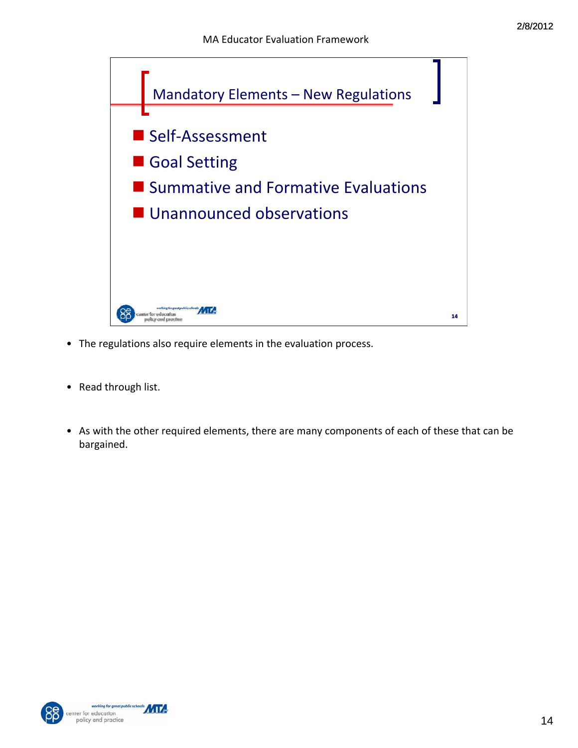## Mandatory Elements – New Regulations

- Self-Assessment
- Goal Setting
- Summative and Formative Evaluations
- Unannounced observations

- The regulations also require elements in the evaluation process.
- Read through list.
- As with the other required elements, there are many components of each of these that can be bargained.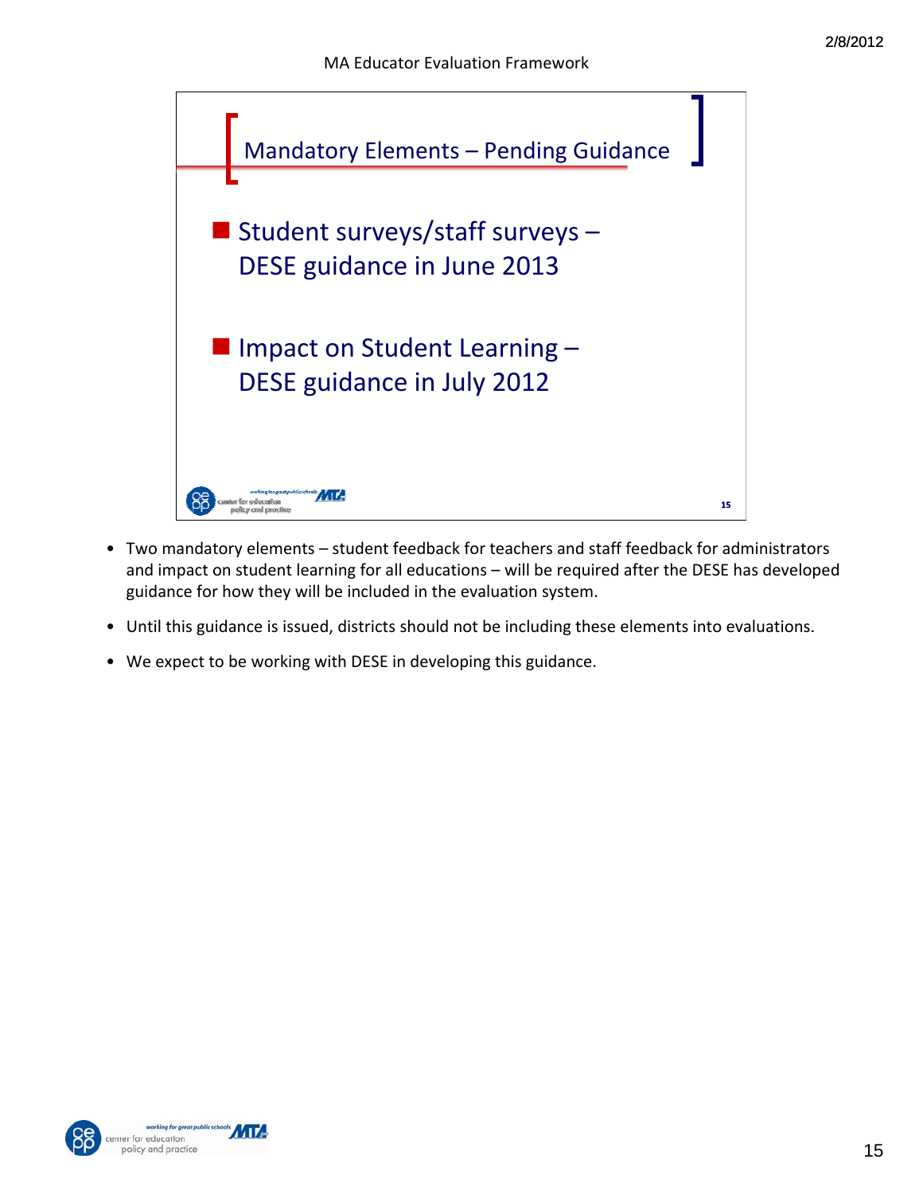## Mandatory Elements – Pending Guidance

- Student surveys/staff surveys – DESE guidance in June 2013
- Impact on Student Learning – DESE guidance in July 2012

---

- Two mandatory elements – student feedback for teachers and staff feedback for administrators and impact on student learning for all educations – will be required after the DESE has developed guidance for how they will be included in the evaluation system.
- Until this guidance is issued, districts should not be including these elements into evaluations.
- We expect to be working with DESE in developing this guidance.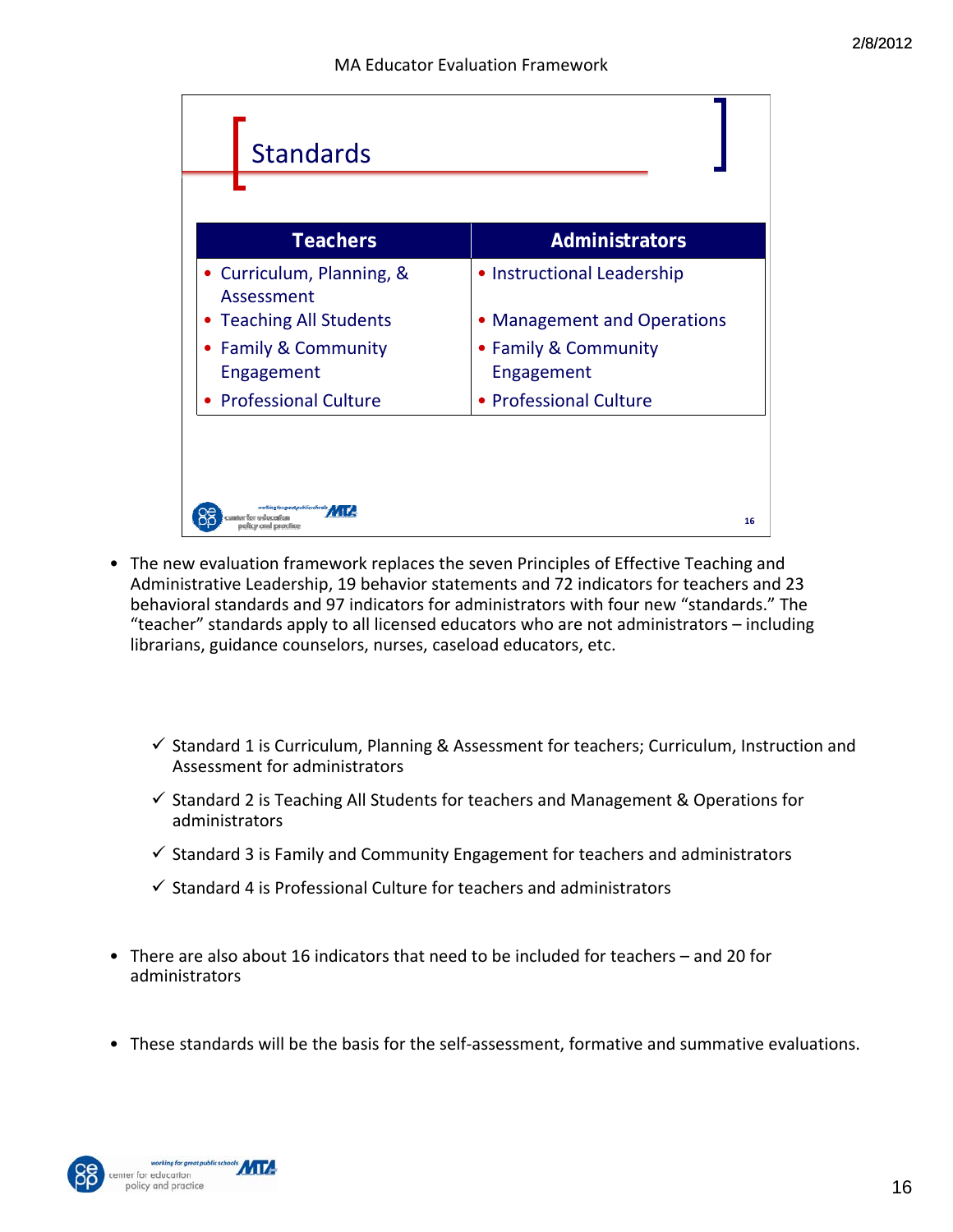## Standards

| Teachers | Administrators |
|---|---|
| • Curriculum, Planning, & Assessment<br>• Teaching All Students<br>• Family & Community Engagement<br>• Professional Culture | • Instructional Leadership<br>• Management and Operations<br>• Family & Community Engagement<br>• Professional Culture |

- The new evaluation framework replaces the seven Principles of Effective Teaching and Administrative Leadership, 19 behavior statements and 72 indicators for teachers and 23 behavioral standards and 97 indicators for administrators with four new "standards." The "teacher" standards apply to all licensed educators who are not administrators – including librarians, guidance counselors, nurses, caseload educators, etc.

  - ✓ Standard 1 is Curriculum, Planning & Assessment for teachers; Curriculum, Instruction and Assessment for administrators
  - ✓ Standard 2 is Teaching All Students for teachers and Management & Operations for administrators
  - ✓ Standard 3 is Family and Community Engagement for teachers and administrators
  - ✓ Standard 4 is Professional Culture for teachers and administrators

- There are also about 16 indicators that need to be included for teachers – and 20 for administrators

- These standards will be the basis for the self-assessment, formative and summative evaluations.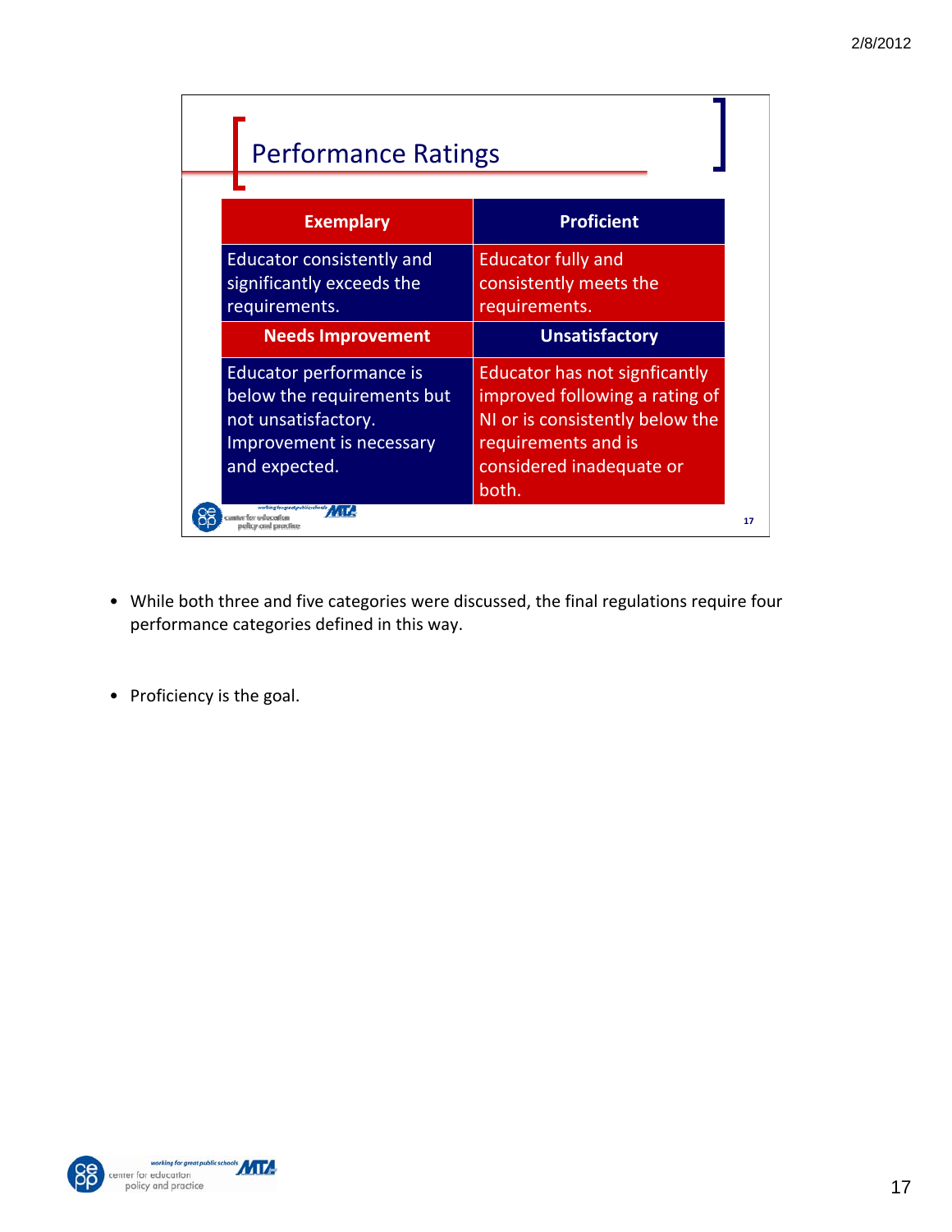## Performance Ratings

| Exemplary | Proficient |
|---|---|
| Educator consistently and significantly exceeds the requirements. | Educator fully and consistently meets the requirements. |
| **Needs Improvement** | **Unsatisfactory** |
| Educator performance is below the requirements but not unsatisfactory. Improvement is necessary and expected. | Educator has not signficantly improved following a rating of NI or is consistently below the requirements and is considered inadequate or both. |

- While both three and five categories were discussed, the final regulations require four performance categories defined in this way.

- Proficiency is the goal.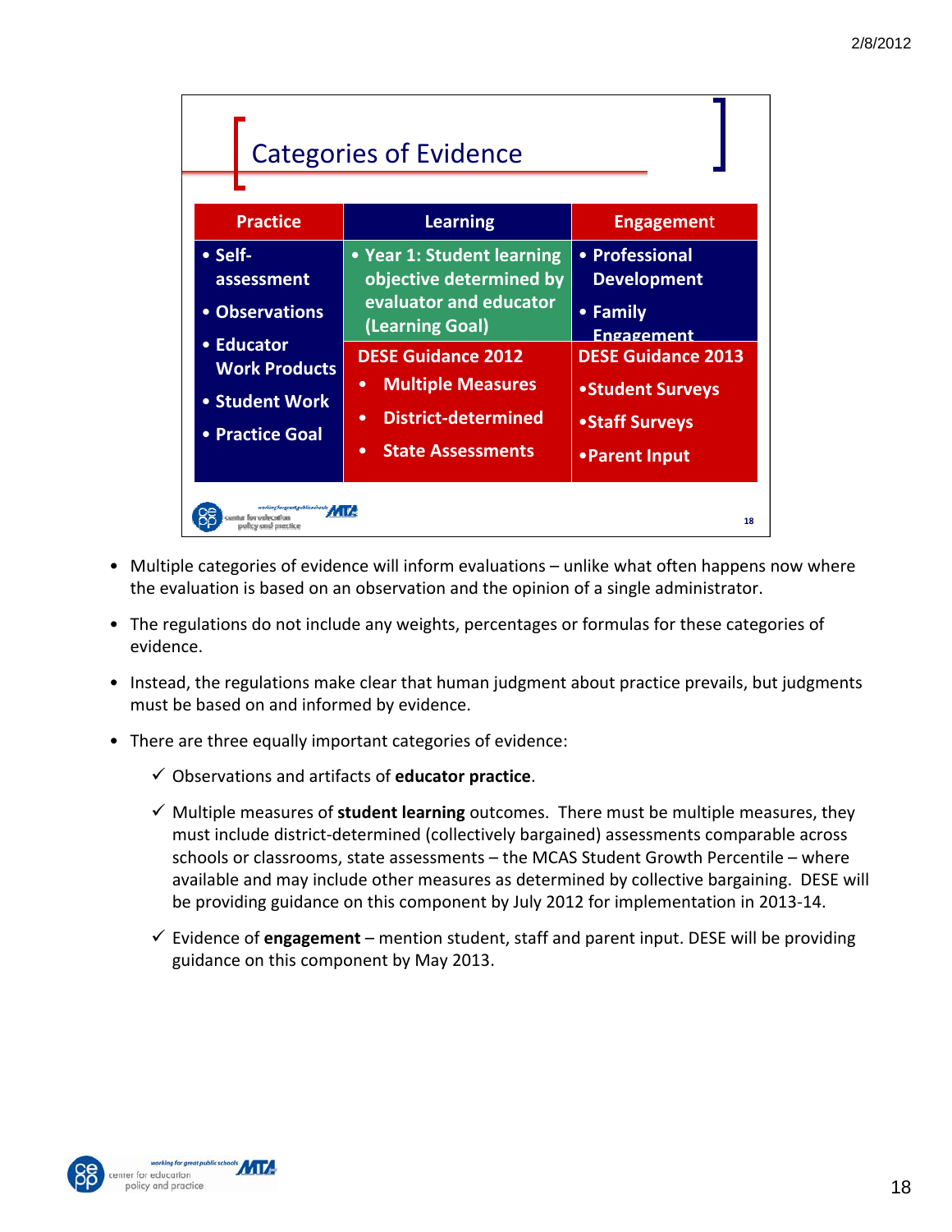## Categories of Evidence

| Practice | Learning | Engagement |
|---|---|---|
| • Self-assessment<br>• Observations<br>• Educator Work Products<br>• Student Work<br>• Practice Goal | • Year 1: Student learning objective determined by evaluator and educator (Learning Goal)<br>DESE Guidance 2012<br>• Multiple Measures<br>• District-determined<br>• State Assessments | • Professional Development<br>• Family Engagement<br>DESE Guidance 2013<br>• Student Surveys<br>• Staff Surveys<br>• Parent Input |

- Multiple categories of evidence will inform evaluations – unlike what often happens now where the evaluation is based on an observation and the opinion of a single administrator.
- The regulations do not include any weights, percentages or formulas for these categories of evidence.
- Instead, the regulations make clear that human judgment about practice prevails, but judgments must be based on and informed by evidence.
- There are three equally important categories of evidence:
  - ✓ Observations and artifacts of **educator practice**.
  - ✓ Multiple measures of **student learning** outcomes. There must be multiple measures, they must include district-determined (collectively bargained) assessments comparable across schools or classrooms, state assessments – the MCAS Student Growth Percentile – where available and may include other measures as determined by collective bargaining. DESE will be providing guidance on this component by July 2012 for implementation in 2013-14.
  - ✓ Evidence of **engagement** – mention student, staff and parent input. DESE will be providing guidance on this component by May 2013.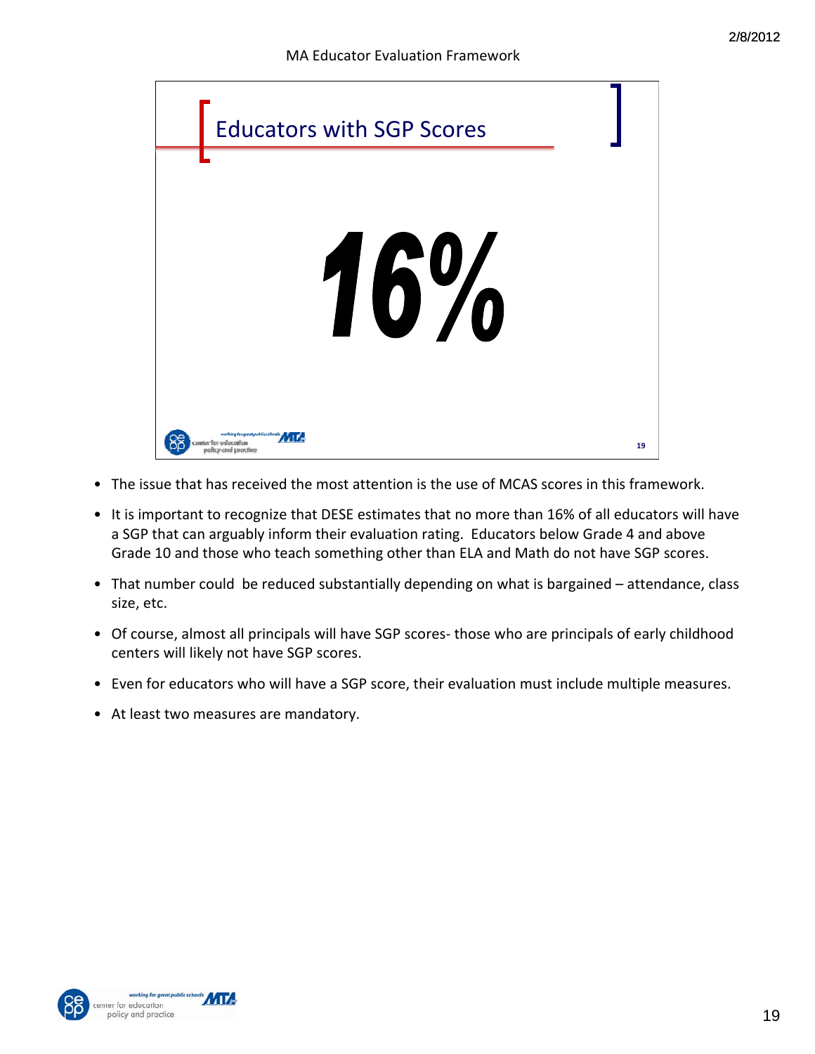## Educators with SGP Scores

# 16%

- The issue that has received the most attention is the use of MCAS scores in this framework.
- It is important to recognize that DESE estimates that no more than 16% of all educators will have a SGP that can arguably inform their evaluation rating. Educators below Grade 4 and above Grade 10 and those who teach something other than ELA and Math do not have SGP scores.
- That number could be reduced substantially depending on what is bargained – attendance, class size, etc.
- Of course, almost all principals will have SGP scores- those who are principals of early childhood centers will likely not have SGP scores.
- Even for educators who will have a SGP score, their evaluation must include multiple measures.
- At least two measures are mandatory.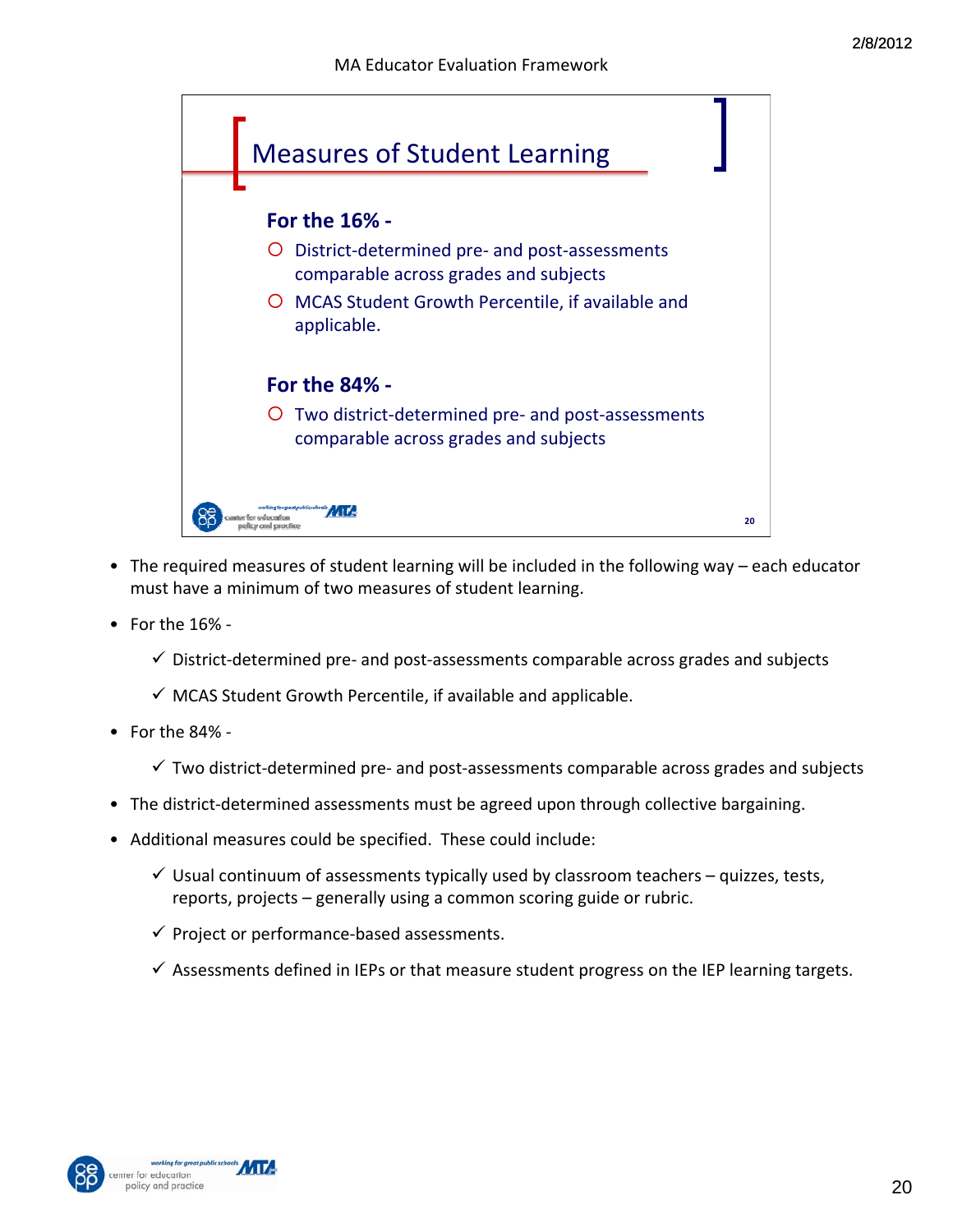## Measures of Student Learning

**For the 16% -**

- District-determined pre- and post-assessments comparable across grades and subjects
- MCAS Student Growth Percentile, if available and applicable.

**For the 84% -**

- Two district-determined pre- and post-assessments comparable across grades and subjects

---

- The required measures of student learning will be included in the following way – each educator must have a minimum of two measures of student learning.
- For the 16% -
  - ✓ District-determined pre- and post-assessments comparable across grades and subjects
  - ✓ MCAS Student Growth Percentile, if available and applicable.
- For the 84% -
  - ✓ Two district-determined pre- and post-assessments comparable across grades and subjects
- The district-determined assessments must be agreed upon through collective bargaining.
- Additional measures could be specified. These could include:
  - ✓ Usual continuum of assessments typically used by classroom teachers – quizzes, tests, reports, projects – generally using a common scoring guide or rubric.
  - ✓ Project or performance-based assessments.
  - ✓ Assessments defined in IEPs or that measure student progress on the IEP learning targets.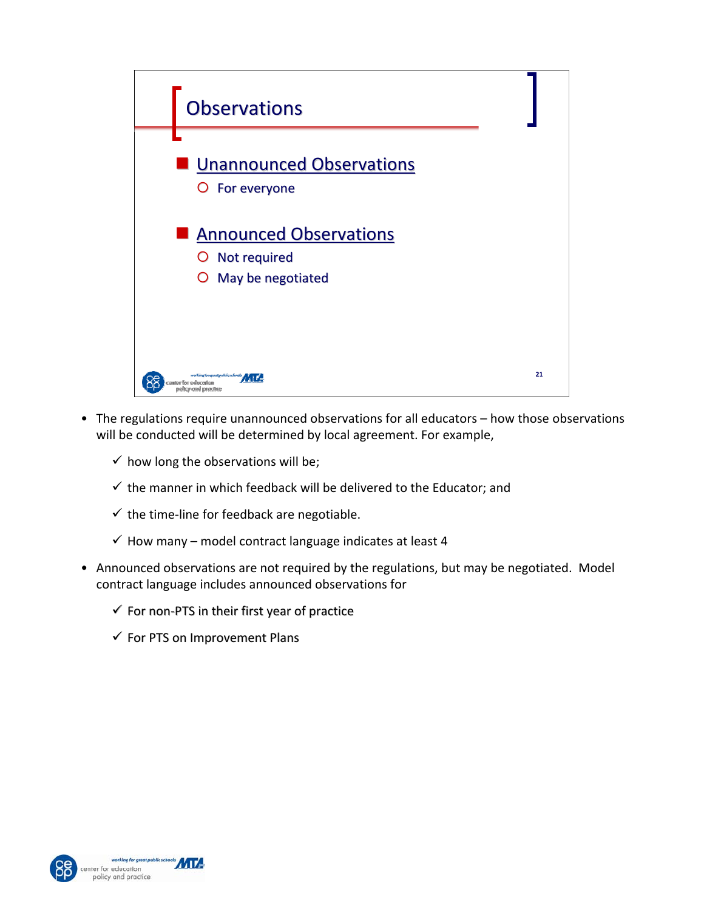## Observations

- Unannounced Observations
  - For everyone
- Announced Observations
  - Not required
  - May be negotiated

- The regulations require unannounced observations for all educators – how those observations will be conducted will be determined by local agreement. For example,
  - ✓ how long the observations will be;
  - ✓ the manner in which feedback will be delivered to the Educator; and
  - ✓ the time-line for feedback are negotiable.
  - ✓ How many – model contract language indicates at least 4
- Announced observations are not required by the regulations, but may be negotiated. Model contract language includes announced observations for
  - ✓ For non-PTS in their first year of practice
  - ✓ For PTS on Improvement Plans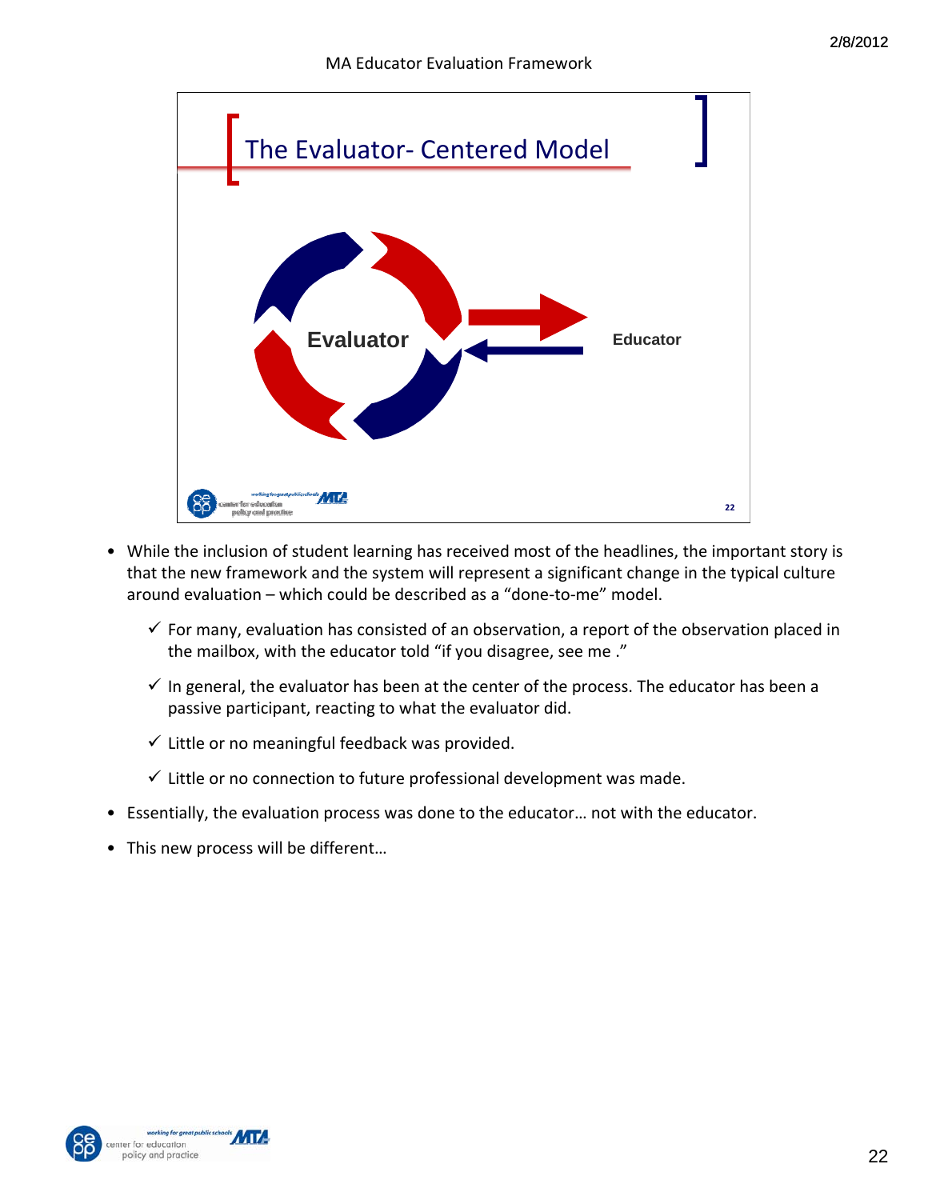## The Evaluator- Centered Model

Evaluator

Educator

- While the inclusion of student learning has received most of the headlines, the important story is that the new framework and the system will represent a significant change in the typical culture around evaluation – which could be described as a "done-to-me" model.
  - ✓ For many, evaluation has consisted of an observation, a report of the observation placed in the mailbox, with the educator told "if you disagree, see me ."
  - ✓ In general, the evaluator has been at the center of the process. The educator has been a passive participant, reacting to what the evaluator did.
  - ✓ Little or no meaningful feedback was provided.
  - ✓ Little or no connection to future professional development was made.
- Essentially, the evaluation process was done to the educator… not with the educator.
- This new process will be different…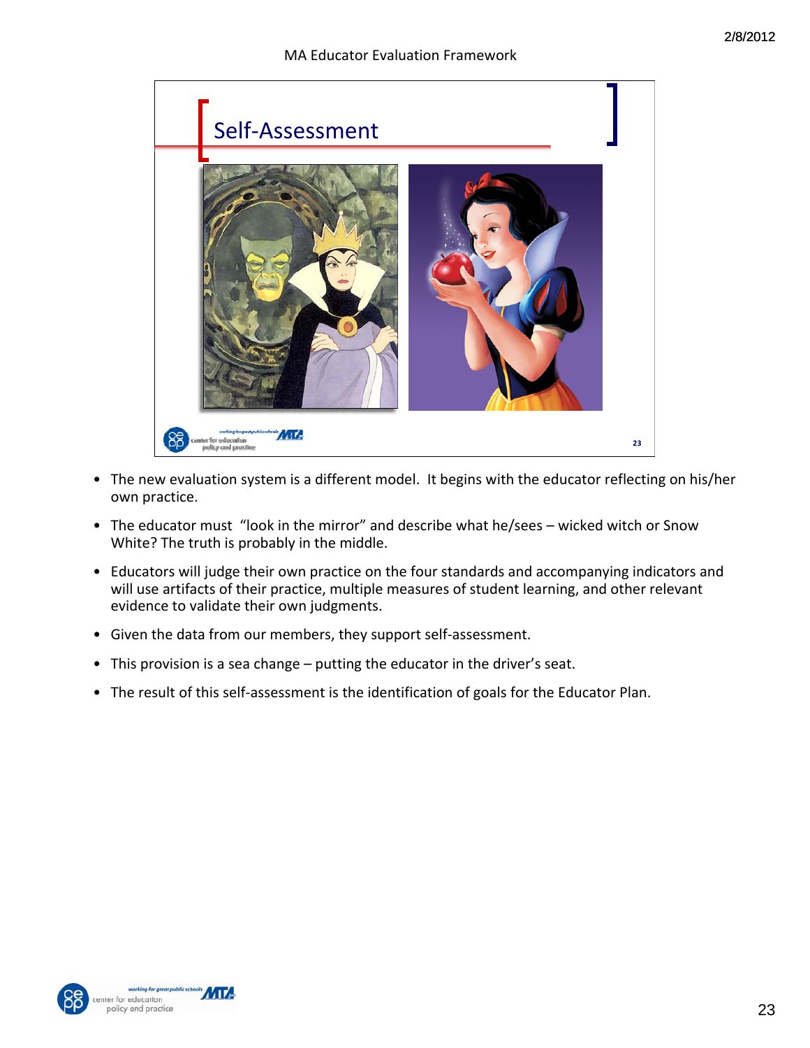## Self-Assessment

- The new evaluation system is a different model. It begins with the educator reflecting on his/her own practice.
- The educator must "look in the mirror" and describe what he/sees – wicked witch or Snow White? The truth is probably in the middle.
- Educators will judge their own practice on the four standards and accompanying indicators and will use artifacts of their practice, multiple measures of student learning, and other relevant evidence to validate their own judgments.
- Given the data from our members, they support self-assessment.
- This provision is a sea change – putting the educator in the driver's seat.
- The result of this self-assessment is the identification of goals for the Educator Plan.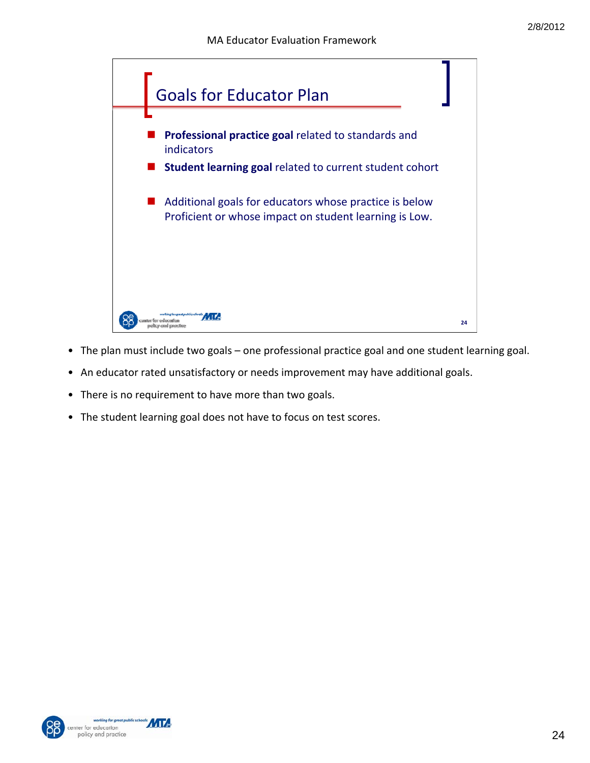## Goals for Educator Plan

- **Professional practice goal** related to standards and indicators
- **Student learning goal** related to current student cohort
- Additional goals for educators whose practice is below Proficient or whose impact on student learning is Low.

- The plan must include two goals – one professional practice goal and one student learning goal.
- An educator rated unsatisfactory or needs improvement may have additional goals.
- There is no requirement to have more than two goals.
- The student learning goal does not have to focus on test scores.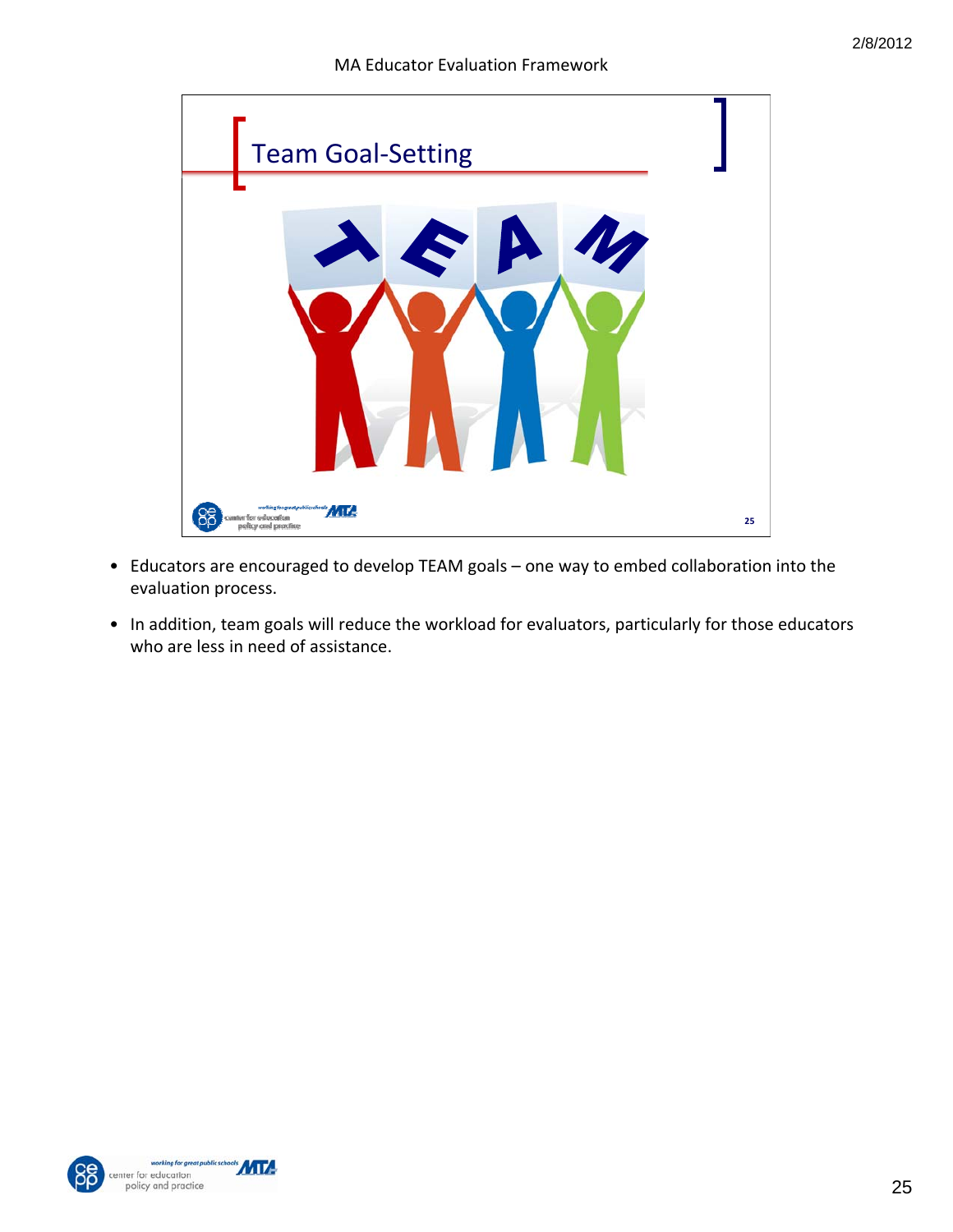## Team Goal-Setting

- Educators are encouraged to develop TEAM goals – one way to embed collaboration into the evaluation process.
- In addition, team goals will reduce the workload for evaluators, particularly for those educators who are less in need of assistance.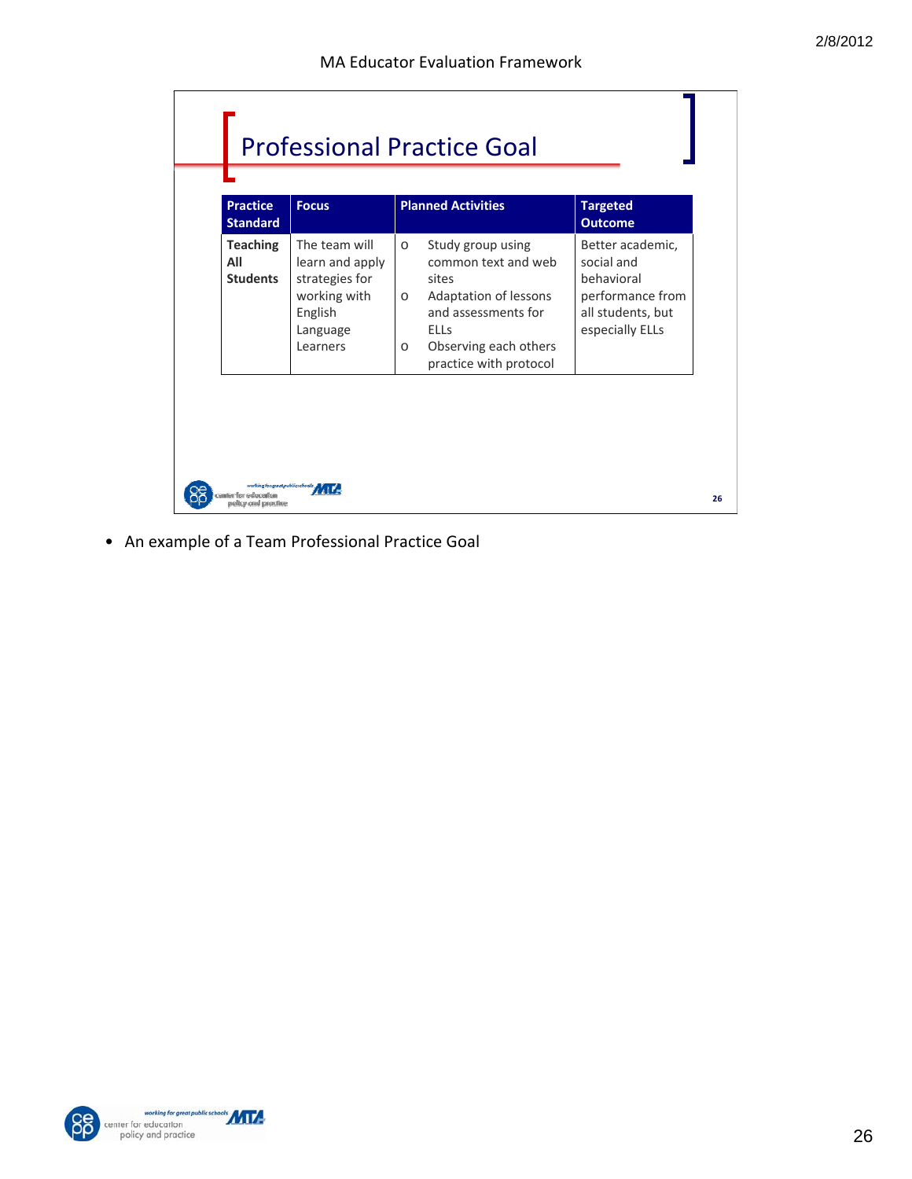## Professional Practice Goal

| Practice Standard | Focus | Planned Activities | Targeted Outcome |
|---|---|---|---|
| **Teaching All Students** | The team will learn and apply strategies for working with English Language Learners | o Study group using common text and web sites<br>o Adaptation of lessons and assessments for ELLs<br>o Observing each others practice with protocol | Better academic, social and behavioral performance from all students, but especially ELLs |

- An example of a Team Professional Practice Goal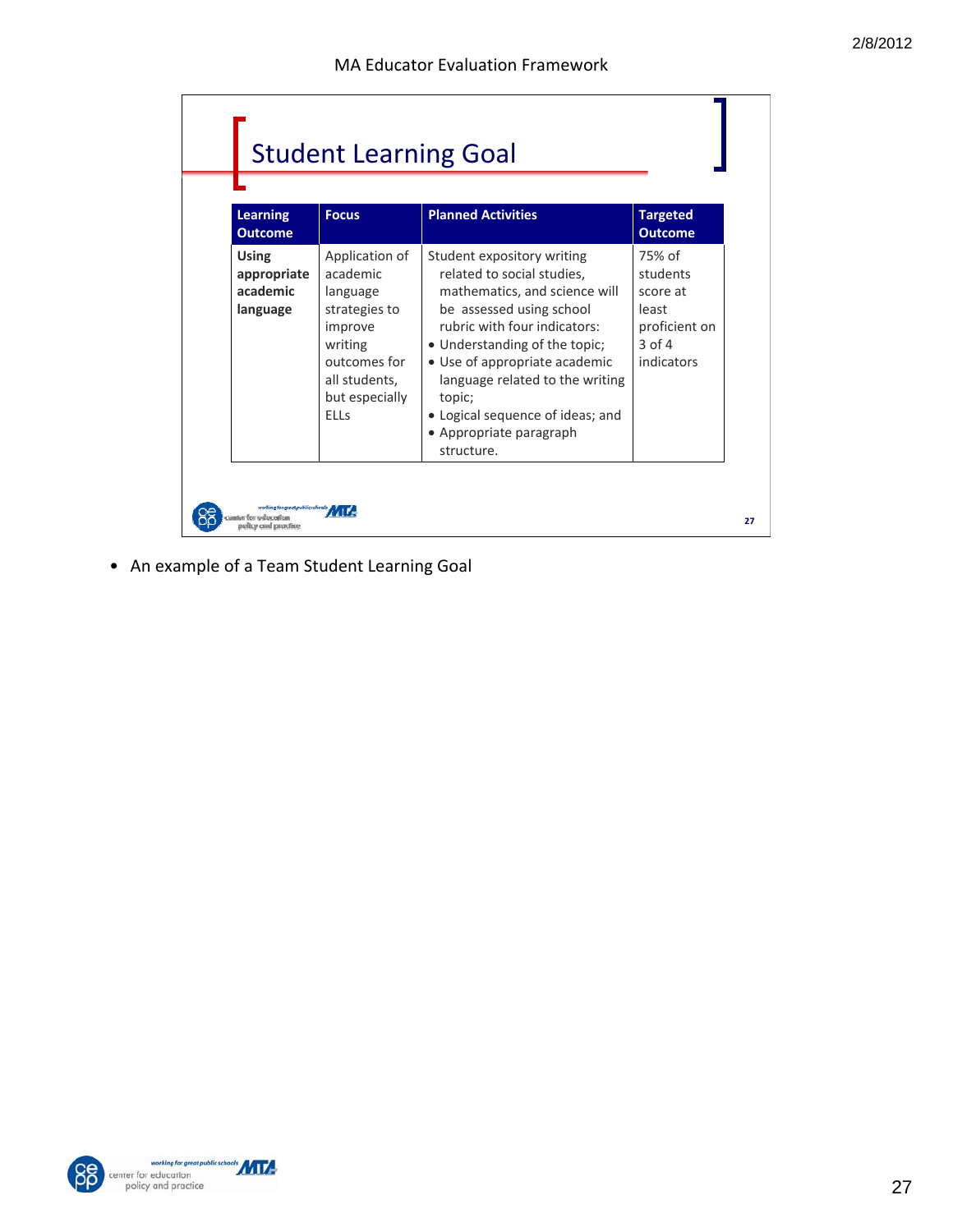## Student Learning Goal

| Learning Outcome | Focus | Planned Activities | Targeted Outcome |
|---|---|---|---|
| **Using appropriate academic language** | Application of academic language strategies to improve writing outcomes for all students, but especially ELLs | Student expository writing related to social studies, mathematics, and science will be assessed using school rubric with four indicators:<br>• Understanding of the topic;<br>• Use of appropriate academic language related to the writing topic;<br>• Logical sequence of ideas; and<br>• Appropriate paragraph structure. | 75% of students score at least proficient on 3 of 4 indicators |

- An example of a Team Student Learning Goal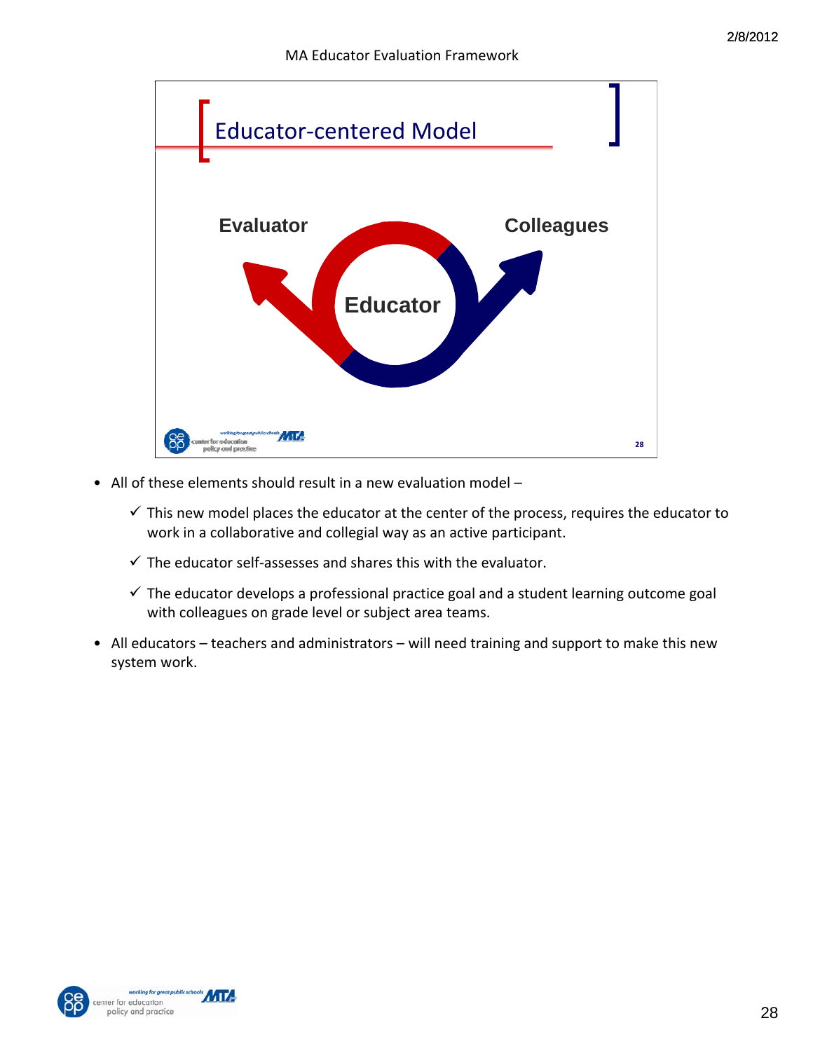## Educator-centered Model

Evaluator

Colleagues

Educator

- All of these elements should result in a new evaluation model –
  - ✓ This new model places the educator at the center of the process, requires the educator to work in a collaborative and collegial way as an active participant.
  - ✓ The educator self-assesses and shares this with the evaluator.
  - ✓ The educator develops a professional practice goal and a student learning outcome goal with colleagues on grade level or subject area teams.
- All educators – teachers and administrators – will need training and support to make this new system work.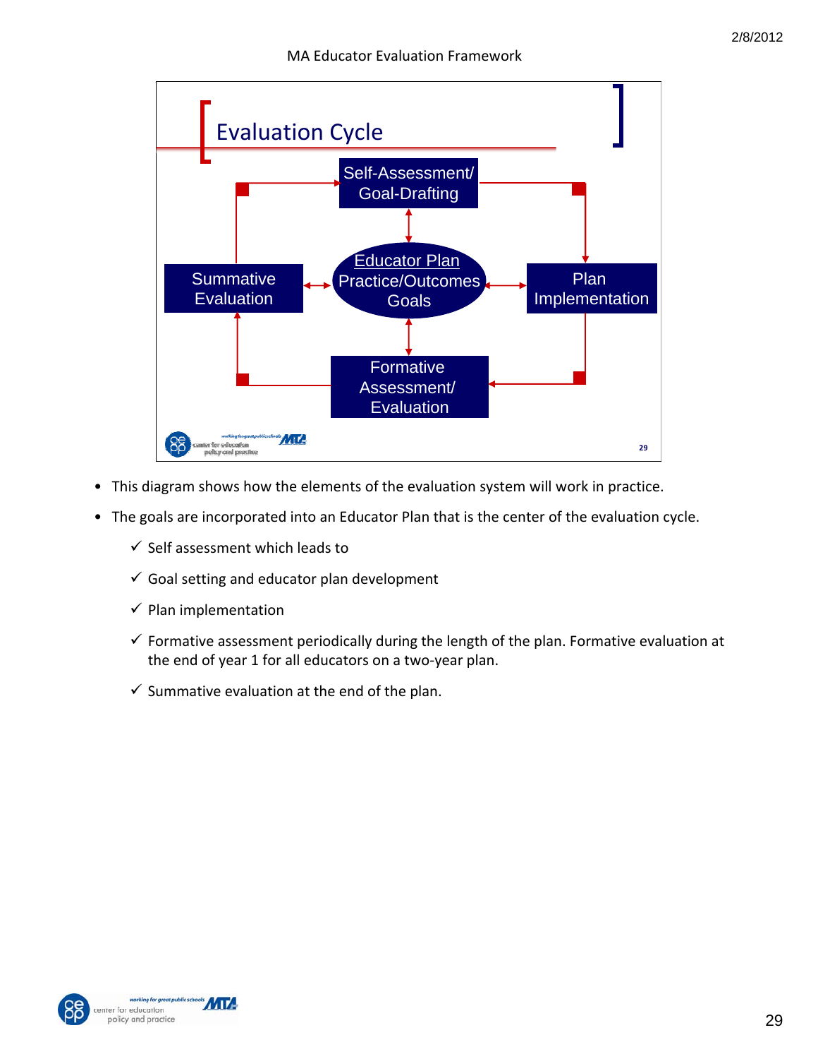## Evaluation Cycle

Self-Assessment/ Goal-Drafting

Educator Plan Practice/Outcomes Goals

Summative Evaluation

Plan Implementation

Formative Assessment/ Evaluation

- This diagram shows how the elements of the evaluation system will work in practice.
- The goals are incorporated into an Educator Plan that is the center of the evaluation cycle.
  - ✓ Self assessment which leads to
  - ✓ Goal setting and educator plan development
  - ✓ Plan implementation
  - ✓ Formative assessment periodically during the length of the plan. Formative evaluation at the end of year 1 for all educators on a two-year plan.
  - ✓ Summative evaluation at the end of the plan.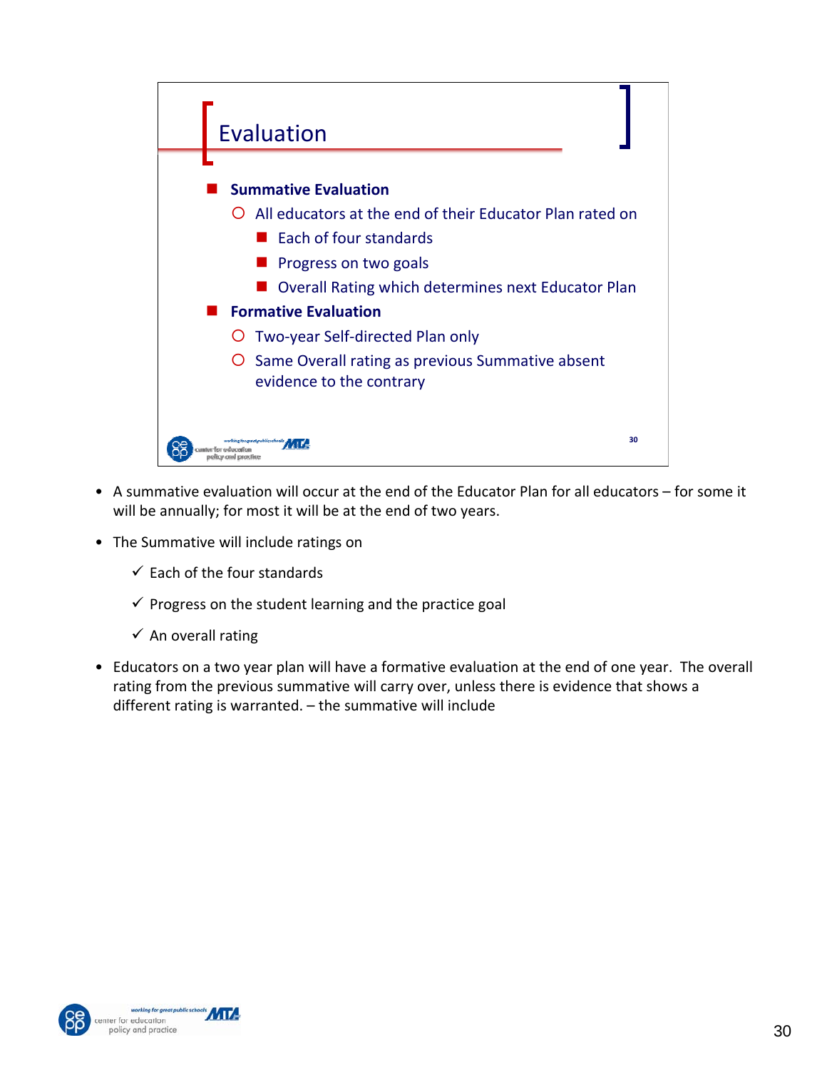## Evaluation

- **Summative Evaluation**
  - All educators at the end of their Educator Plan rated on
    - Each of four standards
    - Progress on two goals
    - Overall Rating which determines next Educator Plan
- **Formative Evaluation**
  - Two-year Self-directed Plan only
  - Same Overall rating as previous Summative absent evidence to the contrary

- A summative evaluation will occur at the end of the Educator Plan for all educators – for some it will be annually; for most it will be at the end of two years.
- The Summative will include ratings on
  - ✓ Each of the four standards
  - ✓ Progress on the student learning and the practice goal
  - ✓ An overall rating
- Educators on a two year plan will have a formative evaluation at the end of one year. The overall rating from the previous summative will carry over, unless there is evidence that shows a different rating is warranted. – the summative will include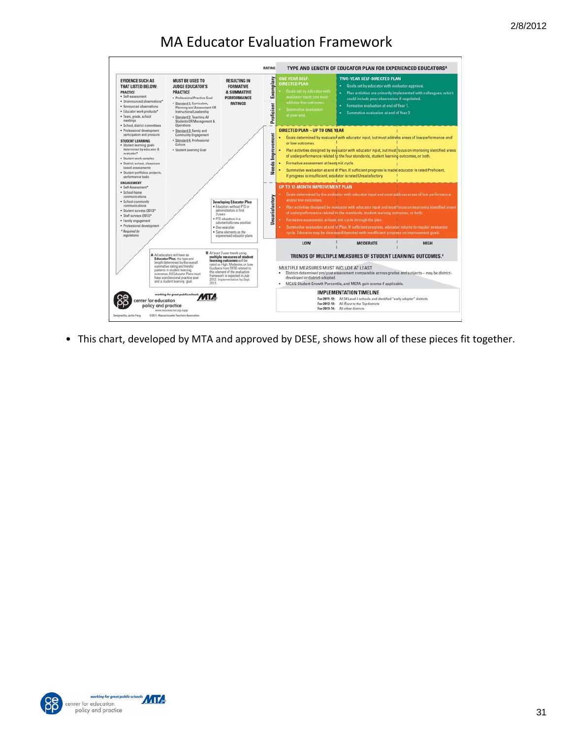# MA Educator Evaluation Framework

| RATING | TYPE AND LENGTH OF EDUCATOR PLAN FOR EXPERIENCED EDUCATORS[A] | |
|---|---|---|
| Exemplary / Proficient | **ONE YEAR SELF-DIRECTED PLAN** • Goals set by educator with evaluator input; one must address low outcomes. • Summative evaluation at year end. | **TWO-YEAR SELF-DIRECTED PLAN** • Goals set by educator with evaluator approval. • Plan activities are primarily implemented with colleagues, which could include peer observation if negotiated. • Formative evaluation at end of Year 1. • Summative evaluation at end of Year 2. |
| Needs Improvement | **DIRECTED PLAN – UP TO ONE YEAR** • Goals determined by evaluator with educator input, but must address areas of low performance and/or low outcomes. • Plan activities designed by evaluator with educator input, but must focus on improving identified areas of underperformance related to the four standards, student learning outcomes, or both. • Formative assessment at least mid cycle. • Summative evaluation at end of Plan. If sufficient progress is made educator is rated Proficient. If progress is insufficient, educator is rated Unsatisfactory. | |
| Unsatisfactory | **UP TO 12-MONTH IMPROVEMENT PLAN** • Goals determined by the evaluator with educator input and must address areas of low performance and/or low outcomes. • Plan activities designed by evaluator with educator input and must focus on improving identified areas of underperformance related to the standards, student learning outcomes, or both. • Formative assessment at least mid cycle through the plan. • Summative evaluation at end of Plan. If sufficient progress, educator returns to regular evaluation cycle. Educator may be dismissed/demoted with insufficient progress on improvement goals. | |
| | LOW / MODERATE / HIGH | |
| | **TRENDS OF MULTIPLE MEASURES OF STUDENT LEARNING OUTCOMES.[B]** | |

**EVIDENCE SUCH AS THAT LISTED BELOW:**

PRACTICE
- Self-assessment
- Unannounced observations*
- Announced observations
- Educator work products*
- Team, grade, school meetings
- School, district committees
- Professional development participation and products

STUDENT LEARNING
- Student learning goals determined by educator & evaluator*
- Student work samples
- District, school, classroom based assessments
- Student portfolios, projects, performance tasks

ENGAGEMENT
- Self-Assessment*
- School-home communications
- School-community communications
- Student surveys (2013)*
- Staff surveys (2013)*
- Family engagement
- Professional development

\* Required by regulations

**MUST BE USED TO JUDGE EDUCATOR'S PRACTICE**
- Professional Practice Goal
- Standard 1: Curriculum, Planning and Assessment OR Instructional Leadership
- Standard 2: Teaching All Students OR Management & Operations
- Standard 3: Family and Community Engagement
- Standard 4: Professional Culture
- Student Learning Goal

**RESULTING IN FORMATIVE & SUMMATIVE PERFORMANCE RATINGS**

**Developing Educator Plan**
- Educators without PTS or administrators in first 3 years
- PTS educators in a substantially new position
- One-year plan
- Same elements as the experienced educator plans

**A** All educators will have an **Educator Plan**, the type and length determined by the overall summative rating and trends/patterns in student learning outcomes. All Educator Plans must have a professional practice goal and a student learning goal.

**B** At least 2-year trends using **multiple measures of student learning outcomes** will be rated as High, Moderate, or Low. Guidance from DESE related to this element of the evaluation framework is expected in July 2012. Implementation by Sept. 2013.

MULTIPLE MEASURES MUST INCLUDE AT LEAST
- District-determined pre/post assessment comparable across grades and subjects – may be district-developed or district-adopted.
- MCAS Student Growth Percentile, and MEPA gain scores if applicable.

**IMPLEMENTATION TIMELINE**
- For 2011-12: All 34 Level 4 schools and identified "early adopter" districts
- For 2012-13: All *Race to the Top* districts
- For 2013-14: All other districts

working for great public schools MTA — center for education policy and practice — www.massteacher.org/cepp

Designed by Jackie Fong ©2011. Massachusetts Teachers Association.

- This chart, developed by MTA and approved by DESE, shows how all of these pieces fit together.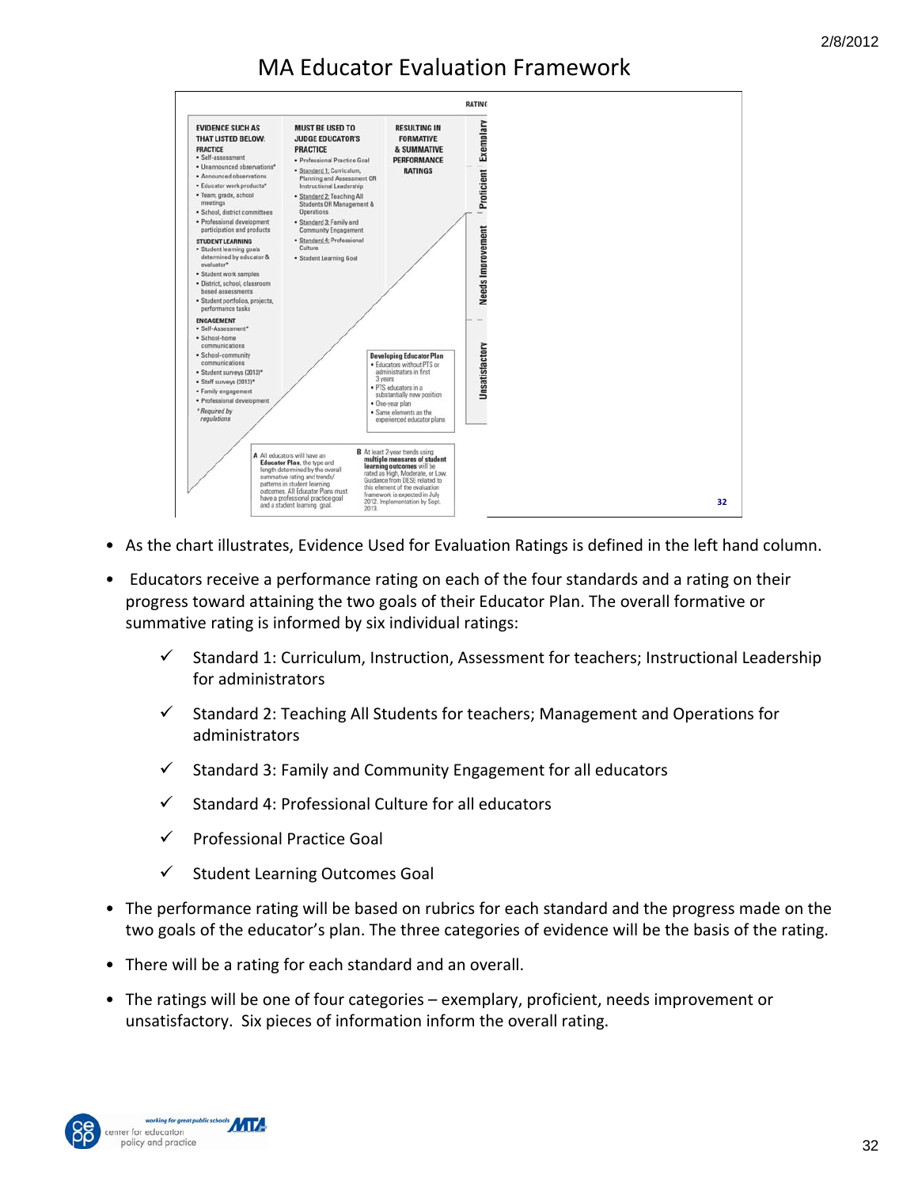# MA Educator Evaluation Framework

| EVIDENCE SUCH AS THAT LISTED BELOW: | MUST BE USED TO JUDGE EDUCATOR'S PRACTICE | RESULTING IN FORMATIVE & SUMMATIVE PERFORMANCE RATINGS | RATING |
|---|---|---|---|
| **PRACTICE**<br>• Self-assessment<br>• Unannounced observations*<br>• Announced observations<br>• Educator work products*<br>• Team, grade, school meetings<br>• School, district committees<br>• Professional development participation and products<br>**STUDENT LEARNING**<br>• Student learning goals determined by educator & evaluator*<br>• Student work samples<br>• District, school, classroom based assessments<br>• Student portfolios, projects, performance tasks<br>**ENGAGEMENT**<br>• Self-Assessment*<br>• School-home communications<br>• School-community communications<br>• Student surveys (2013)*<br>• Staff surveys (2013)*<br>• Family engagement<br>• Professional development<br>*\*Required by regulations* | • Professional Practice Goal<br>• Standard 1: Curriculum, Planning and Assessment OR Instructional Leadership<br>• Standard 2: Teaching All Students OR Management & Operations<br>• Standard 3: Family and Community Engagement<br>• Standard 4: Professional Culture<br>• Student Learning Goal | **Developing Educator Plan**<br>• Educators without PTS or administrators in first 3 years<br>• PTS educators in a substantially new position<br>• One-year plan<br>• Same elements as the experienced educator plans | Exemplary<br>Proficient<br>Needs Improvement<br>Unsatisfactory |

**A** All educators will have an **Educator Plan**, the type and length determined by the overall summative rating and trends/patterns in student learning outcomes. All Educator Plans must have a professional practice goal and a student learning goal.

**B** At least 2-year trends using **multiple measures of student learning outcomes** will be rated as High, Moderate, or Low. Guidance from DESE related to this element of the evaluation framework is expected in July 2012. Implementation by Sept. 2013.

- As the chart illustrates, Evidence Used for Evaluation Ratings is defined in the left hand column.
- Educators receive a performance rating on each of the four standards and a rating on their progress toward attaining the two goals of their Educator Plan. The overall formative or summative rating is informed by six individual ratings:
  - ✓ Standard 1: Curriculum, Instruction, Assessment for teachers; Instructional Leadership for administrators
  - ✓ Standard 2: Teaching All Students for teachers; Management and Operations for administrators
  - ✓ Standard 3: Family and Community Engagement for all educators
  - ✓ Standard 4: Professional Culture for all educators
  - ✓ Professional Practice Goal
  - ✓ Student Learning Outcomes Goal
- The performance rating will be based on rubrics for each standard and the progress made on the two goals of the educator's plan. The three categories of evidence will be the basis of the rating.
- There will be a rating for each standard and an overall.
- The ratings will be one of four categories – exemplary, proficient, needs improvement or unsatisfactory. Six pieces of information inform the overall rating.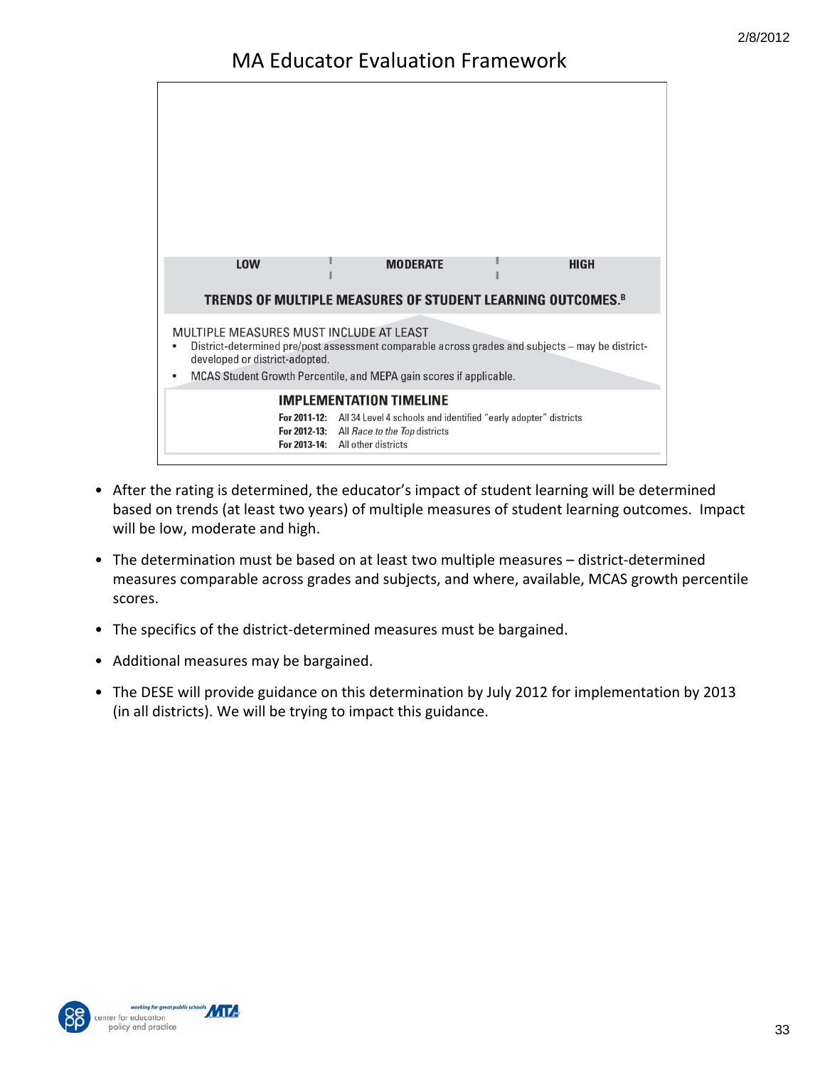# MA Educator Evaluation Framework

LOW | MODERATE | HIGH

**TRENDS OF MULTIPLE MEASURES OF STUDENT LEARNING OUTCOMES.**[B]

MULTIPLE MEASURES MUST INCLUDE AT LEAST

- District-determined pre/post assessment comparable across grades and subjects – may be district-developed or district-adopted.
- MCAS Student Growth Percentile, and MEPA gain scores if applicable.

**IMPLEMENTATION TIMELINE**

**For 2011-12:** All 34 Level 4 schools and identified "early adopter" districts
**For 2012-13:** All *Race to the Top* districts
**For 2013-14:** All other districts

- After the rating is determined, the educator's impact of student learning will be determined based on trends (at least two years) of multiple measures of student learning outcomes. Impact will be low, moderate and high.
- The determination must be based on at least two multiple measures – district-determined measures comparable across grades and subjects, and where, available, MCAS growth percentile scores.
- The specifics of the district-determined measures must be bargained.
- Additional measures may be bargained.
- The DESE will provide guidance on this determination by July 2012 for implementation by 2013 (in all districts). We will be trying to impact this guidance.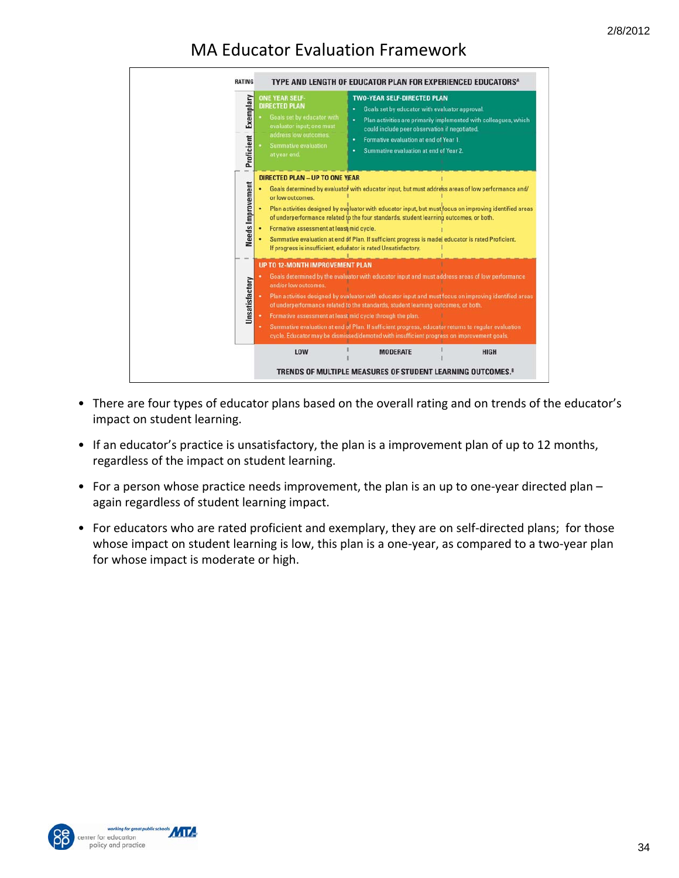# MA Educator Evaluation Framework

| RATING | TYPE AND LENGTH OF EDUCATOR PLAN FOR EXPERIENCED EDUCATORS[A] | | |
|---|---|---|---|
| Exemplary / Proficient | **ONE YEAR SELF-DIRECTED PLAN** • Goals set by educator with evaluator input; one must address low outcomes. • Summative evaluation at year end. | **TWO-YEAR SELF-DIRECTED PLAN** • Goals set by educator with evaluator approval. • Plan activities are primarily implemented with colleagues, which could include peer observation if negotiated. • Formative evaluation at end of Year 1. • Summative evaluation at end of Year 2. | |
| Needs Improvement | **DIRECTED PLAN – UP TO ONE YEAR** • Goals determined by evaluator with educator input, but must address areas of low performance and/ or low outcomes. • Plan activities designed by evaluator with educator input, but must focus on improving identified areas of underperformance related to the four standards, student learning outcomes, or both. • Formative assessment at least mid cycle. • Summative evaluation at end of Plan. If sufficient progress is made educator is rated Proficient. If progress is insufficient, educator is rated Unsatisfactory. | | |
| Unsatisfactory | **UP TO 12-MONTH IMPROVEMENT PLAN** • Goals determined by the evaluator with educator input and must address areas of low performance and/or low outcomes. • Plan activities designed by evaluator with educator input and must focus on improving identified areas of underperformance related to the standards, student learning outcomes, or both. • Formative assessment at least mid cycle through the plan. • Summative evaluation at end of Plan. If sufficient progress, educator returns to regular evaluation cycle. Educator may be dismissed/demoted with insufficient progress on improvement goals. | | |
| | LOW | MODERATE | HIGH |
| | TRENDS OF MULTIPLE MEASURES OF STUDENT LEARNING OUTCOMES.[B] | | |

- There are four types of educator plans based on the overall rating and on trends of the educator's impact on student learning.
- If an educator's practice is unsatisfactory, the plan is a improvement plan of up to 12 months, regardless of the impact on student learning.
- For a person whose practice needs improvement, the plan is an up to one-year directed plan – again regardless of student learning impact.
- For educators who are rated proficient and exemplary, they are on self-directed plans; for those whose impact on student learning is low, this plan is a one-year, as compared to a two-year plan for whose impact is moderate or high.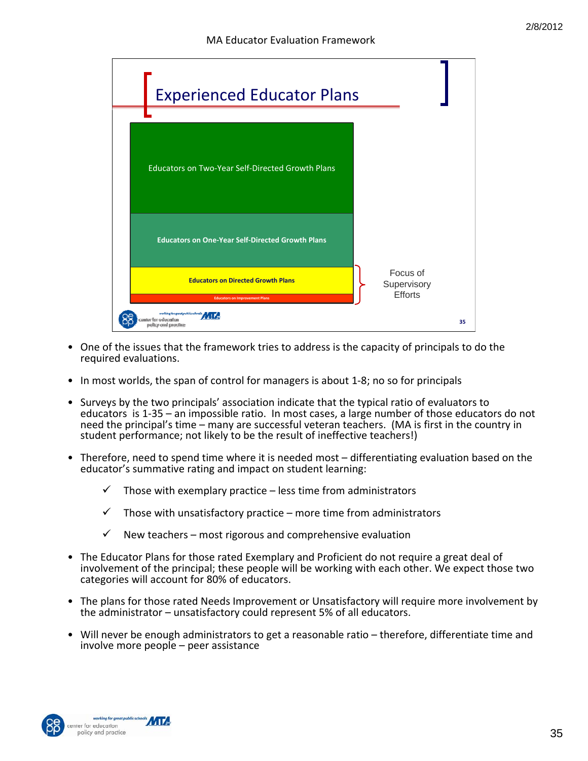MA Educator Evaluation Framework

## Experienced Educator Plans

- Educators on Two-Year Self-Directed Growth Plans
- Educators on One-Year Self-Directed Growth Plans
- Educators on Directed Growth Plans
- Educators on Improvement Plans

Focus of Supervisory Efforts

- One of the issues that the framework tries to address is the capacity of principals to do the required evaluations.
- In most worlds, the span of control for managers is about 1-8; no so for principals
- Surveys by the two principals' association indicate that the typical ratio of evaluators to educators is 1-35 – an impossible ratio. In most cases, a large number of those educators do not need the principal's time – many are successful veteran teachers. (MA is first in the country in student performance; not likely to be the result of ineffective teachers!)
- Therefore, need to spend time where it is needed most – differentiating evaluation based on the educator's summative rating and impact on student learning:
    - ✓ Those with exemplary practice – less time from administrators
    - ✓ Those with unsatisfactory practice – more time from administrators
    - ✓ New teachers – most rigorous and comprehensive evaluation
- The Educator Plans for those rated Exemplary and Proficient do not require a great deal of involvement of the principal; these people will be working with each other. We expect those two categories will account for 80% of educators.
- The plans for those rated Needs Improvement or Unsatisfactory will require more involvement by the administrator – unsatisfactory could represent 5% of all educators.
- Will never be enough administrators to get a reasonable ratio – therefore, differentiate time and involve more people – peer assistance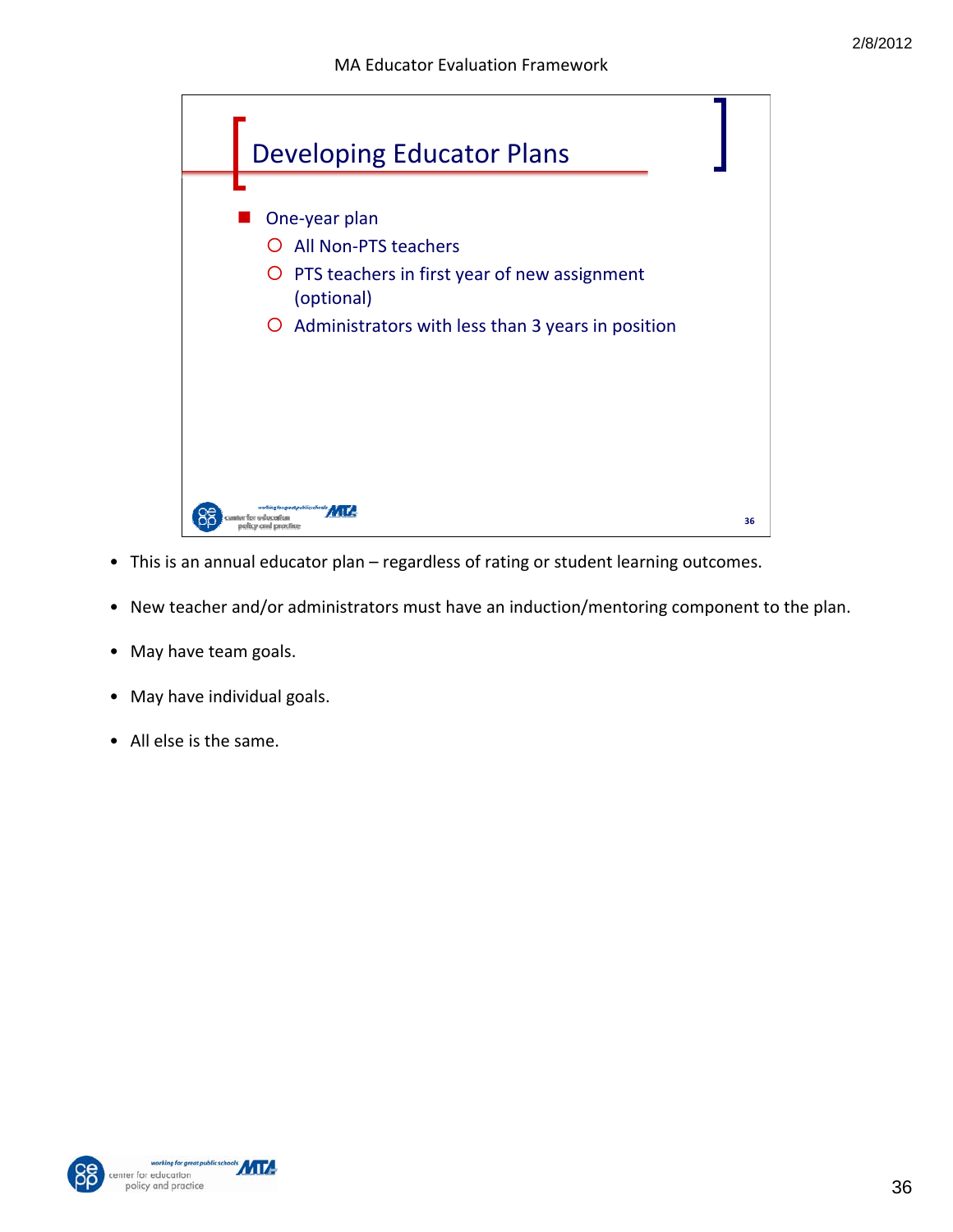# Developing Educator Plans

- One-year plan
  - All Non-PTS teachers
  - PTS teachers in first year of new assignment (optional)
  - Administrators with less than 3 years in position

- This is an annual educator plan – regardless of rating or student learning outcomes.
- New teacher and/or administrators must have an induction/mentoring component to the plan.
- May have team goals.
- May have individual goals.
- All else is the same.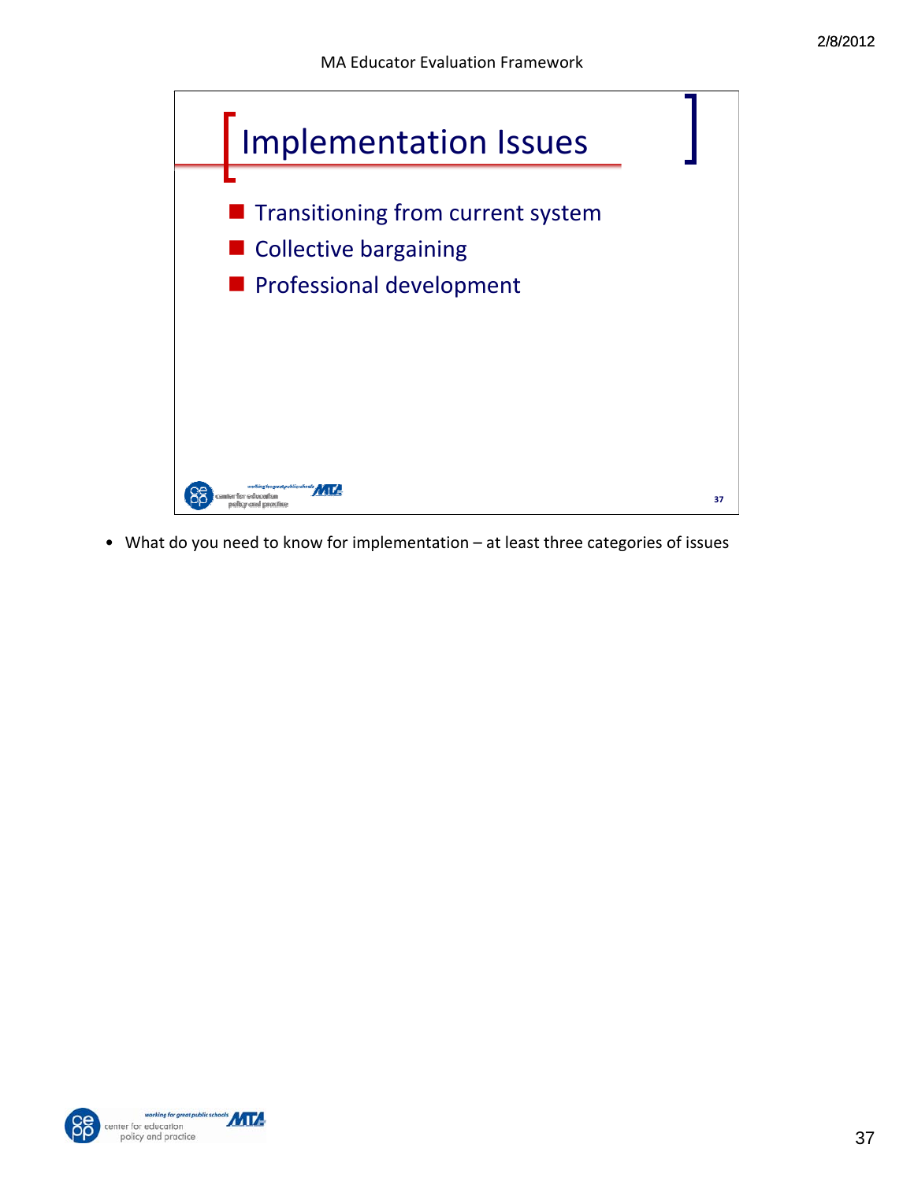# Implementation Issues

- Transitioning from current system
- Collective bargaining
- Professional development

- What do you need to know for implementation – at least three categories of issues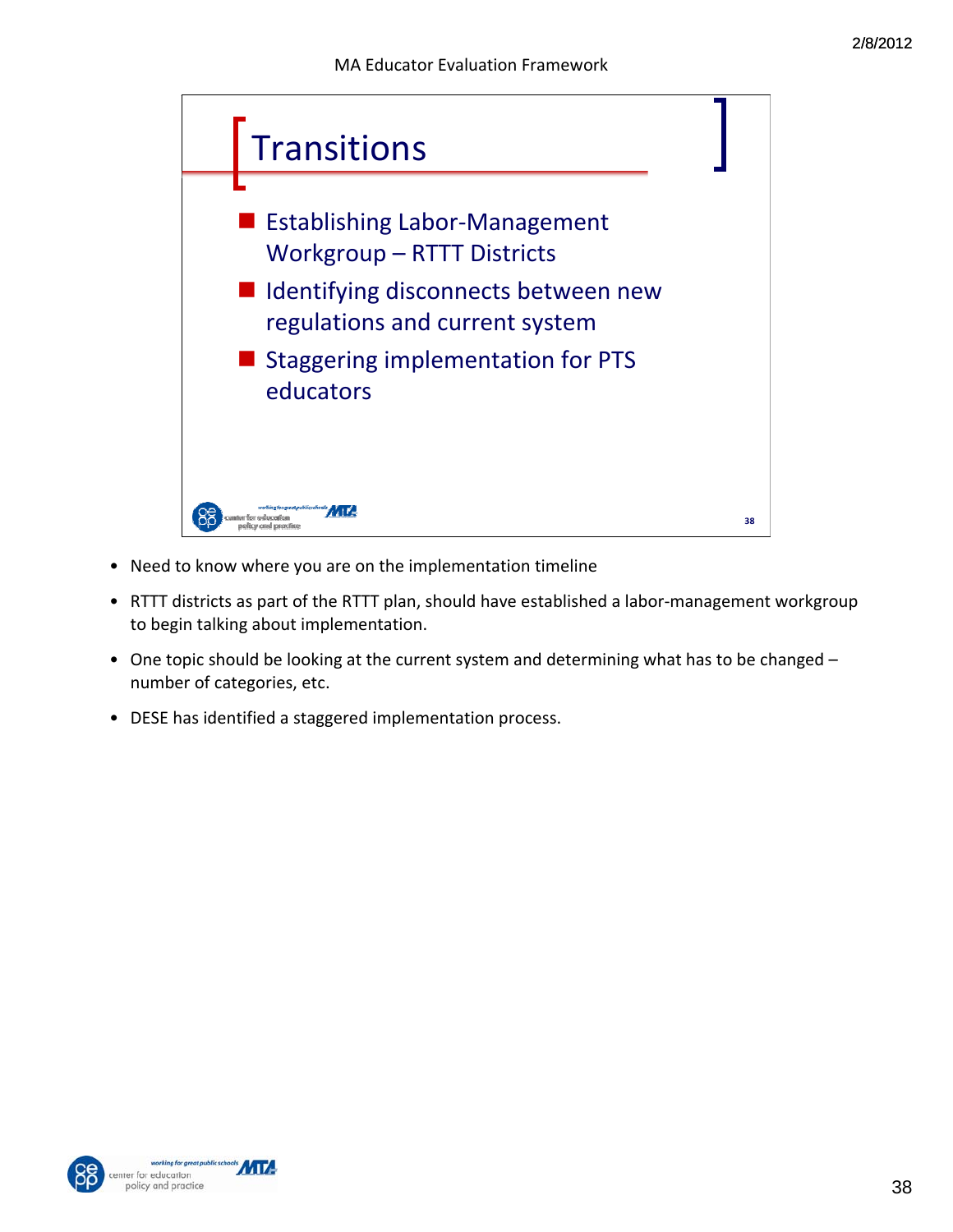# Transitions

- Establishing Labor-Management Workgroup – RTTT Districts
- Identifying disconnects between new regulations and current system
- Staggering implementation for PTS educators

---

- Need to know where you are on the implementation timeline
- RTTT districts as part of the RTTT plan, should have established a labor-management workgroup to begin talking about implementation.
- One topic should be looking at the current system and determining what has to be changed – number of categories, etc.
- DESE has identified a staggered implementation process.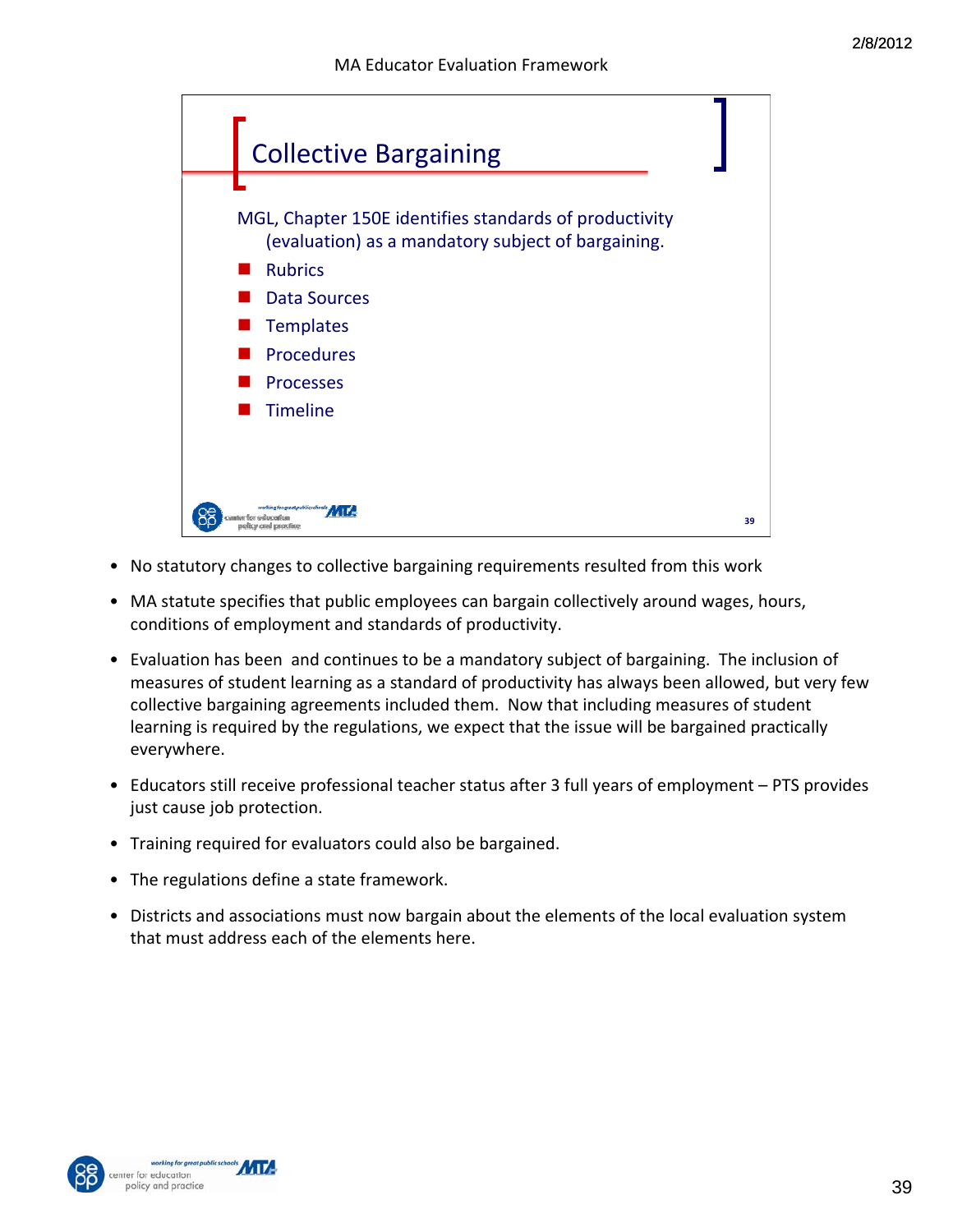## Collective Bargaining

MGL, Chapter 150E identifies standards of productivity (evaluation) as a mandatory subject of bargaining.

- Rubrics
- Data Sources
- Templates
- Procedures
- Processes
- Timeline

---

- No statutory changes to collective bargaining requirements resulted from this work
- MA statute specifies that public employees can bargain collectively around wages, hours, conditions of employment and standards of productivity.
- Evaluation has been and continues to be a mandatory subject of bargaining. The inclusion of measures of student learning as a standard of productivity has always been allowed, but very few collective bargaining agreements included them. Now that including measures of student learning is required by the regulations, we expect that the issue will be bargained practically everywhere.
- Educators still receive professional teacher status after 3 full years of employment – PTS provides just cause job protection.
- Training required for evaluators could also be bargained.
- The regulations define a state framework.
- Districts and associations must now bargain about the elements of the local evaluation system that must address each of the elements here.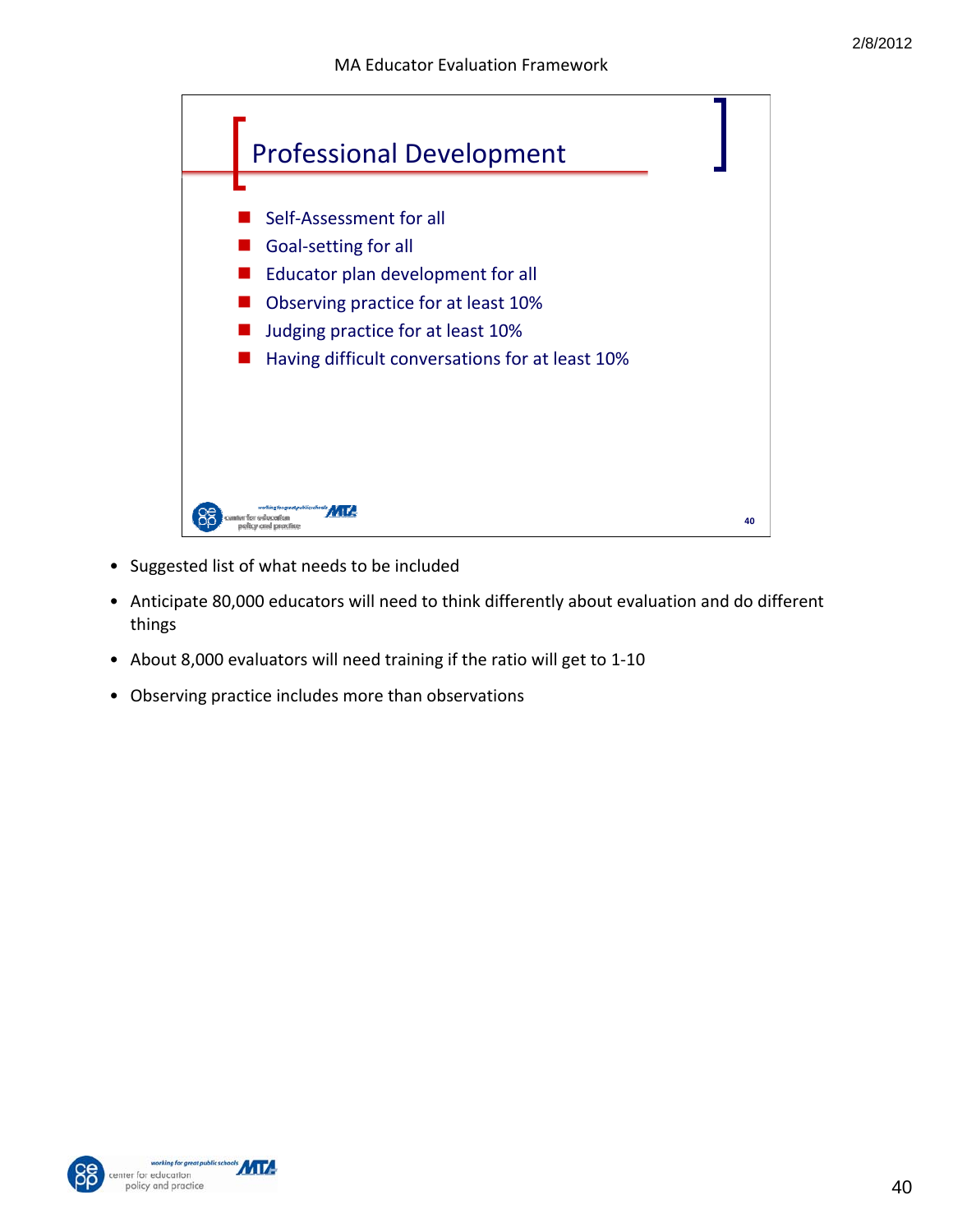## Professional Development

- Self-Assessment for all
- Goal-setting for all
- Educator plan development for all
- Observing practice for at least 10%
- Judging practice for at least 10%
- Having difficult conversations for at least 10%

- Suggested list of what needs to be included
- Anticipate 80,000 educators will need to think differently about evaluation and do different things
- About 8,000 evaluators will need training if the ratio will get to 1-10
- Observing practice includes more than observations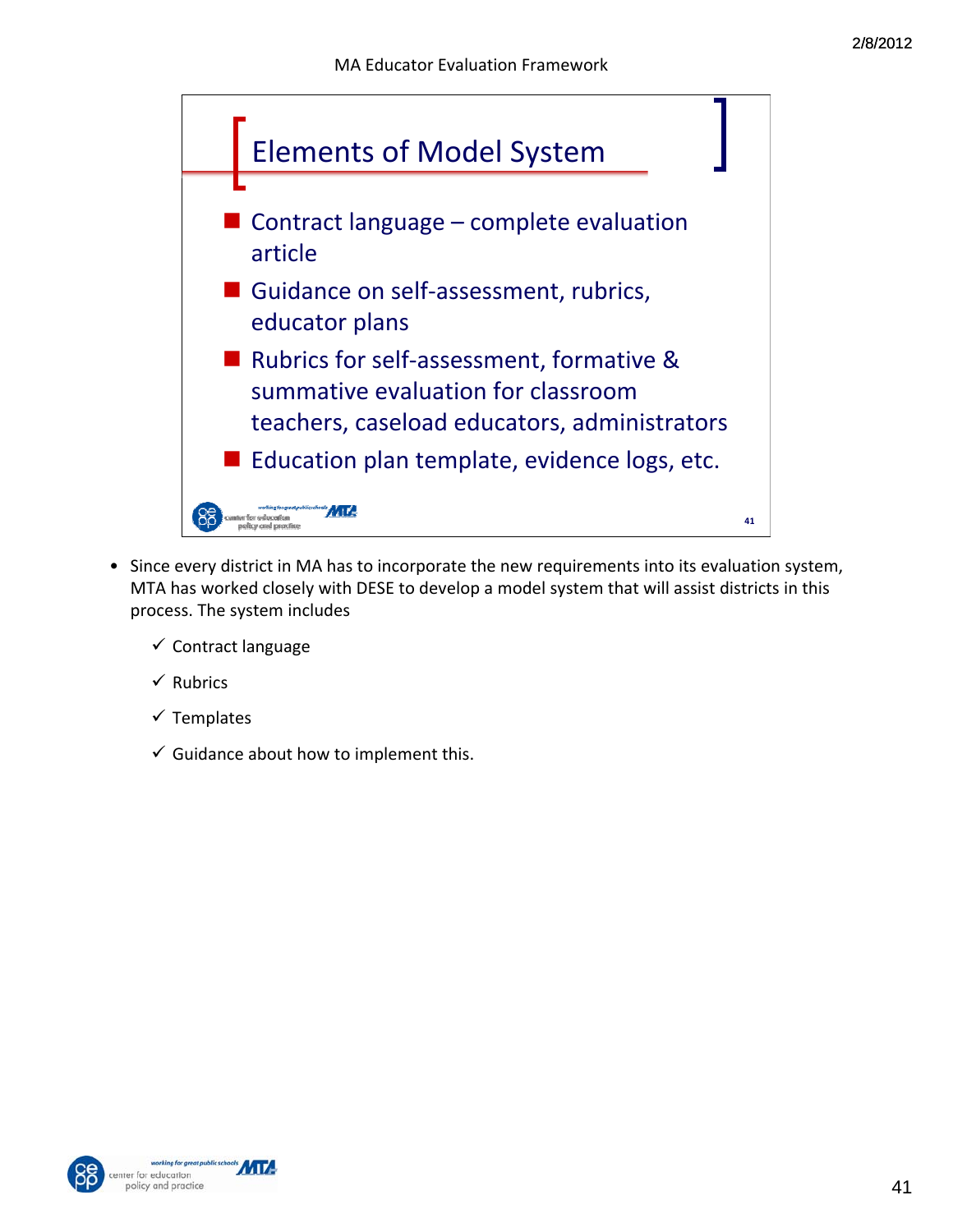## Elements of Model System

- Contract language – complete evaluation article
- Guidance on self-assessment, rubrics, educator plans
- Rubrics for self-assessment, formative & summative evaluation for classroom teachers, caseload educators, administrators
- Education plan template, evidence logs, etc.

- Since every district in MA has to incorporate the new requirements into its evaluation system, MTA has worked closely with DESE to develop a model system that will assist districts in this process. The system includes
  - ✓ Contract language
  - ✓ Rubrics
  - ✓ Templates
  - ✓ Guidance about how to implement this.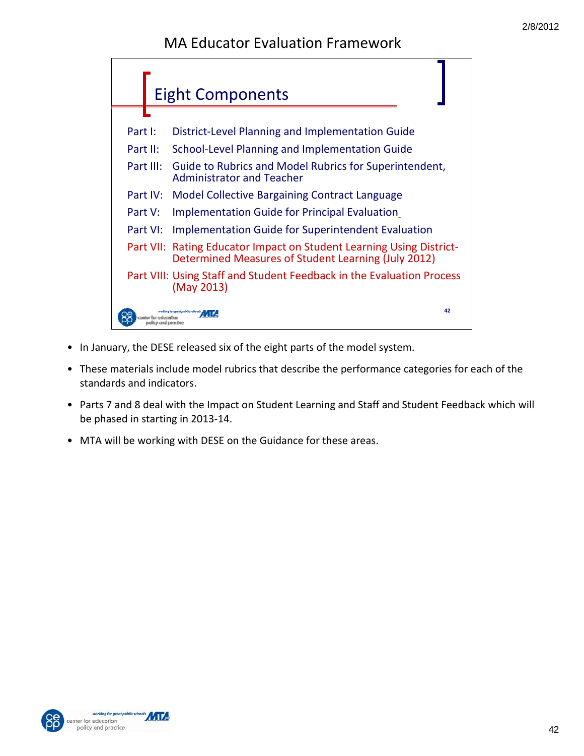# MA Educator Evaluation Framework

## Eight Components

Part I: District-Level Planning and Implementation Guide

Part II: School-Level Planning and Implementation Guide

Part III: Guide to Rubrics and Model Rubrics for Superintendent, Administrator and Teacher

Part IV: Model Collective Bargaining Contract Language

Part V: Implementation Guide for Principal Evaluation

Part VI: Implementation Guide for Superintendent Evaluation

Part VII: Rating Educator Impact on Student Learning Using District-Determined Measures of Student Learning (July 2012)

Part VIII: Using Staff and Student Feedback in the Evaluation Process (May 2013)

- In January, the DESE released six of the eight parts of the model system.
- These materials include model rubrics that describe the performance categories for each of the standards and indicators.
- Parts 7 and 8 deal with the Impact on Student Learning and Staff and Student Feedback which will be phased in starting in 2013-14.
- MTA will be working with DESE on the Guidance for these areas.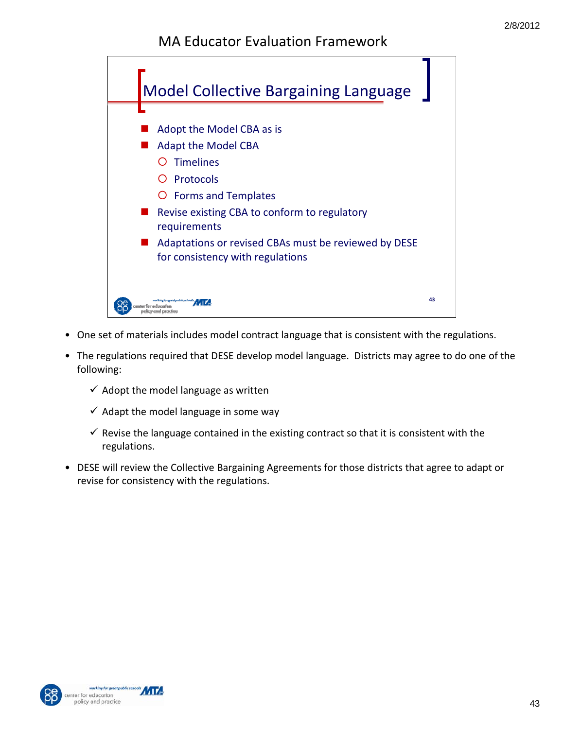## Model Collective Bargaining Language

- Adopt the Model CBA as is
- Adapt the Model CBA
  - Timelines
  - Protocols
  - Forms and Templates
- Revise existing CBA to conform to regulatory requirements
- Adaptations or revised CBAs must be reviewed by DESE for consistency with regulations

---

- One set of materials includes model contract language that is consistent with the regulations.
- The regulations required that DESE develop model language. Districts may agree to do one of the following:
  - ✓ Adopt the model language as written
  - ✓ Adapt the model language in some way
  - ✓ Revise the language contained in the existing contract so that it is consistent with the regulations.
- DESE will review the Collective Bargaining Agreements for those districts that agree to adapt or revise for consistency with the regulations.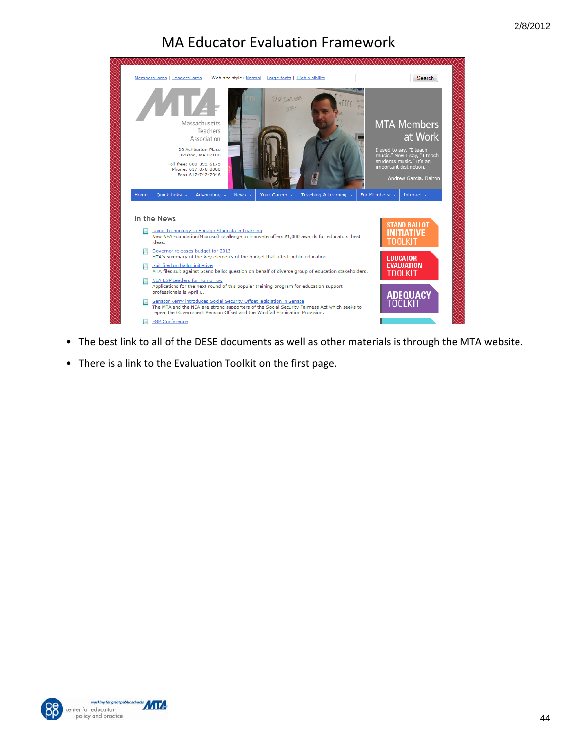# MA Educator Evaluation Framework

Members' area | Leaders' area     Web site style: Normal | Large fonts | High visibility     Search

Massachusetts Teachers Association
20 Ashburton Place
Boston, MA 02108
Toll-free: 800-392-6175
Phone: 617-878-8000
Fax: 617-742-7046

MTA Members at Work

I used to say, "I teach music." Now I say, "I teach students music." It's an important distinction.

Andrew Garcia, Dalton

Home | Quick Links | Advocating | News | Your Career | Teaching & Learning | For Members | Interact

In the News

- Using Technology to Engage Students in Learning
  New NEA Foundation/Microsoft challenge to innovate offers $1,000 awards for educators' best ideas.
- Governor releases budget for 2013
  MTA's summary of the key elements of the budget that affect public education.
- Suit filed on ballot initiative
  MTA files suit against Stand ballot question on behalf of diverse group of education stakeholders.
- NEA ESP Leaders for Tomorrow
  Applications for the next round of this popular training program for education support professionals is April 6.
- Senator Kerry introduces Social Security Offset legislation in Senate
  The MTA and the NEA are strong supporters of the Social Security Fairness Act which seeks to repeal the Government Pension Offset and the Windfall Elimination Provision.
- ESP Conference

STAND BALLOT INITIATIVE TOOLKIT

EDUCATOR EVALUATION TOOLKIT

ADEQUACY TOOLKIT

- The best link to all of the DESE documents as well as other materials is through the MTA website.
- There is a link to the Evaluation Toolkit on the first page.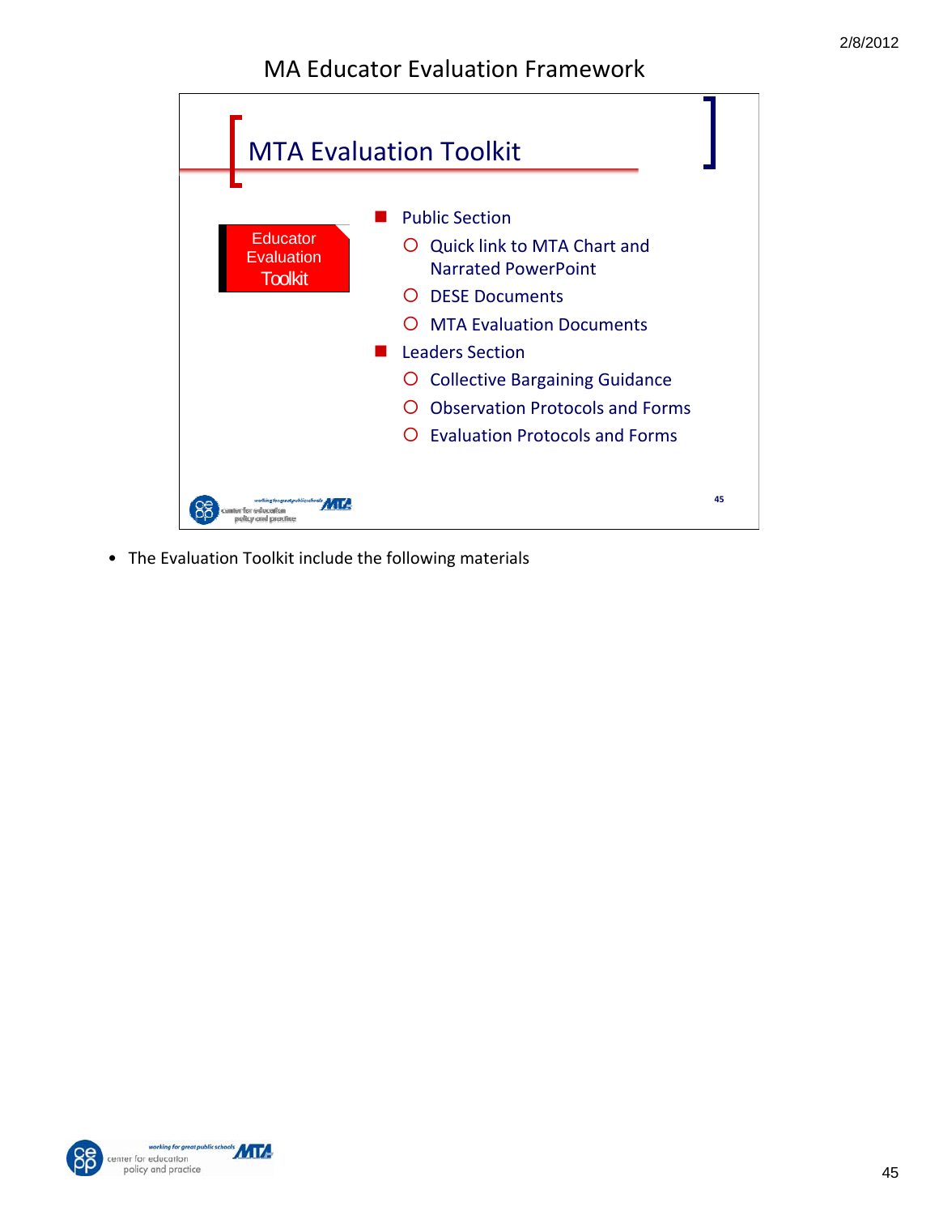# MA Educator Evaluation Framework

## MTA Evaluation Toolkit

Educator Evaluation Toolkit

- Public Section
  - Quick link to MTA Chart and Narrated PowerPoint
  - DESE Documents
  - MTA Evaluation Documents
- Leaders Section
  - Collective Bargaining Guidance
  - Observation Protocols and Forms
  - Evaluation Protocols and Forms

- The Evaluation Toolkit include the following materials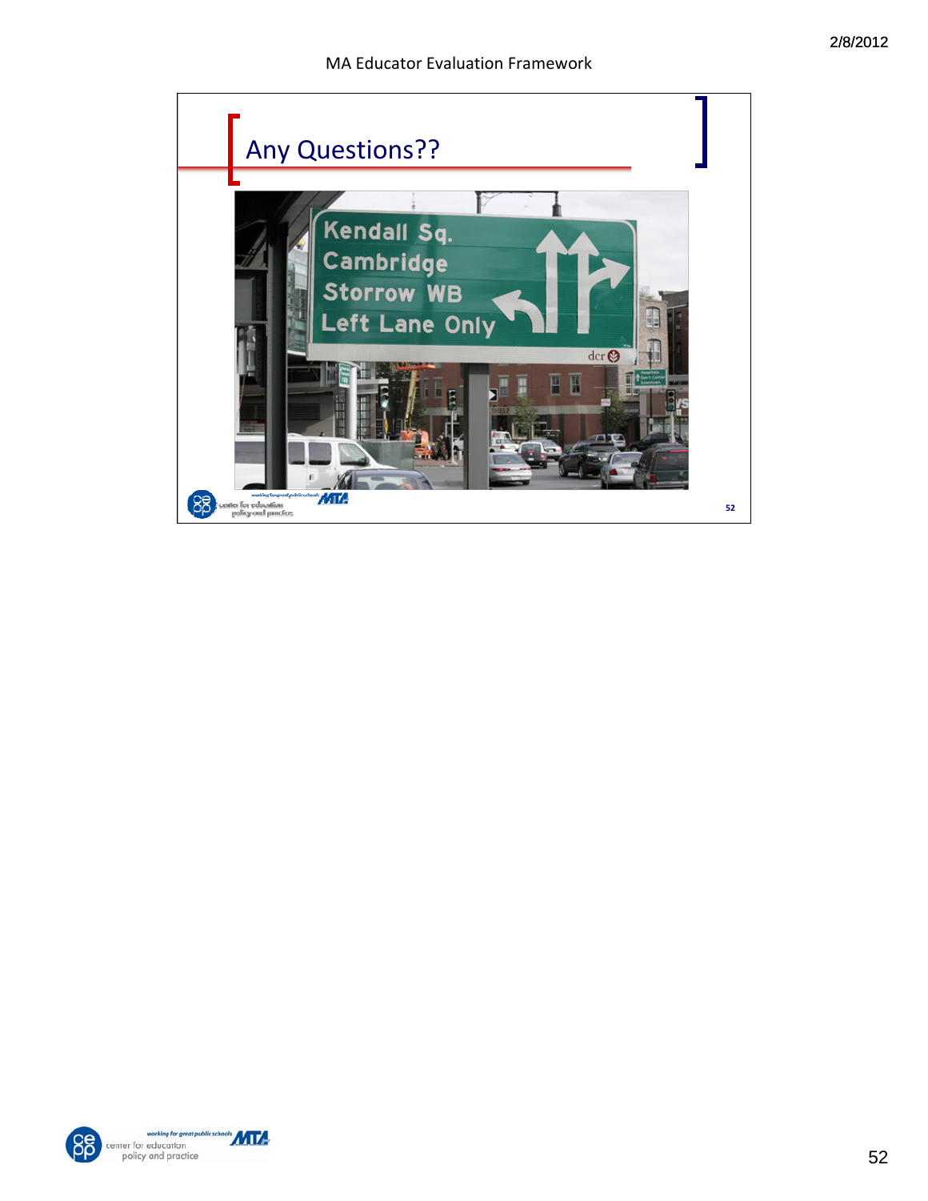# Any Questions??